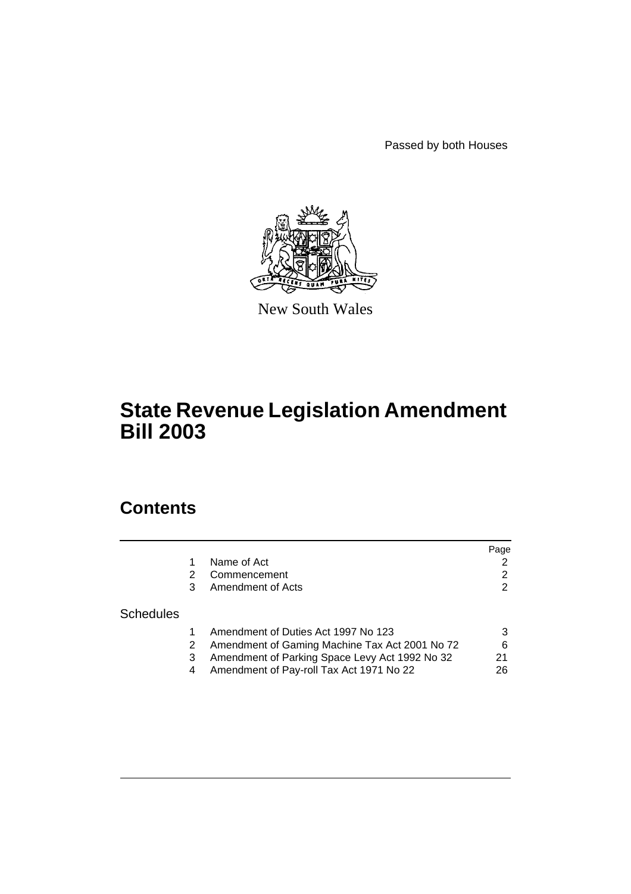Passed by both Houses

New South Wales

# State Revenue Legislation Amendment Bill 2003

## Contents

| | | | Page |
|---|---|---|---|
| | 1 | Name of Act | 2 |
| | 2 | Commencement | 2 |
| | 3 | Amendment of Acts | 2 |
| Schedules | | | |
| | 1 | Amendment of Duties Act 1997 No 123 | 3 |
| | 2 | Amendment of Gaming Machine Tax Act 2001 No 72 | 6 |
| | 3 | Amendment of Parking Space Levy Act 1992 No 32 | 21 |
| | 4 | Amendment of Pay-roll Tax Act 1971 No 22 | 26 |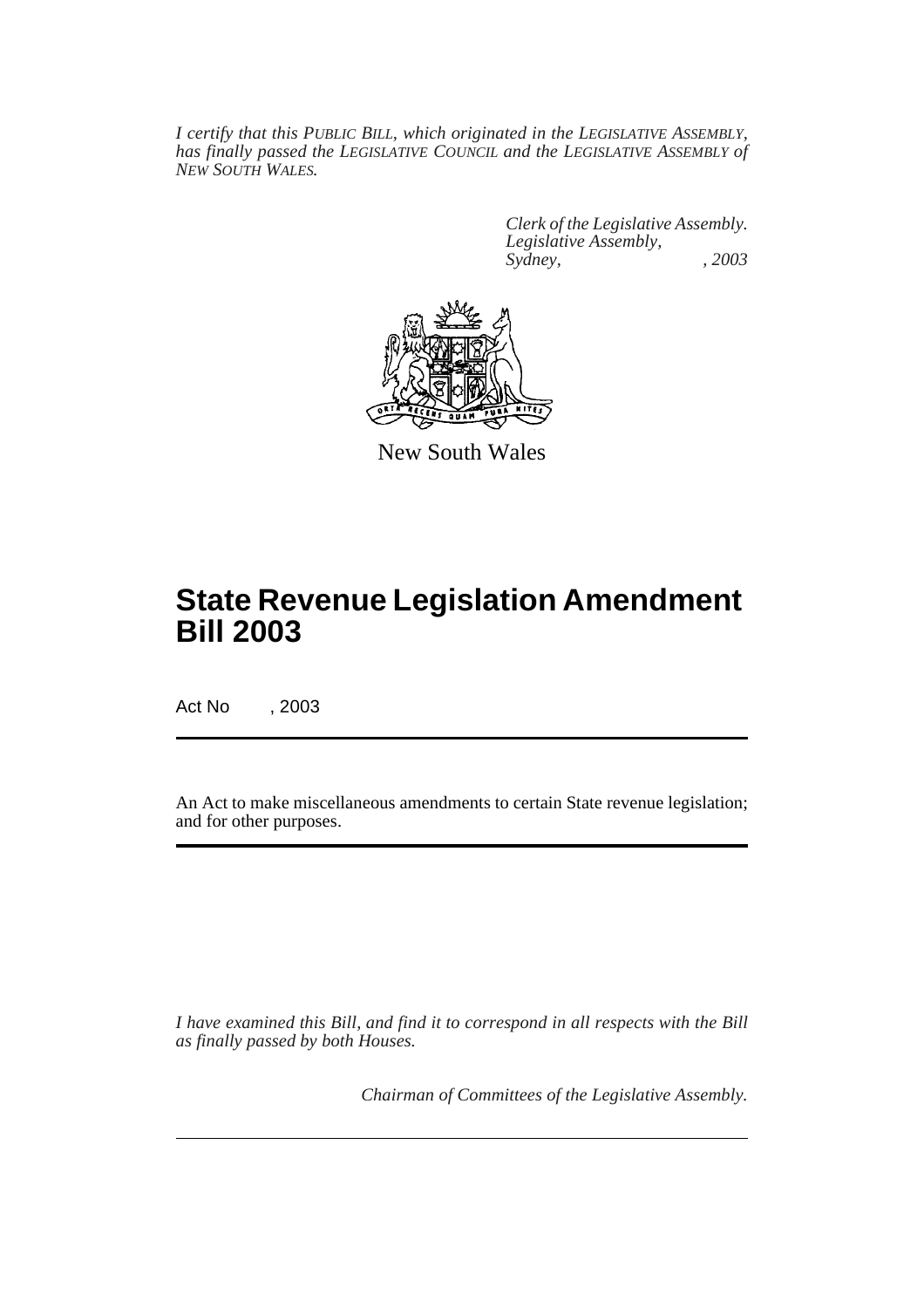*I certify that this PUBLIC BILL, which originated in the LEGISLATIVE ASSEMBLY, has finally passed the LEGISLATIVE COUNCIL and the LEGISLATIVE ASSEMBLY of NEW SOUTH WALES.*

*Clerk of the Legislative Assembly.*
*Legislative Assembly,*
*Sydney, , 2003*

New South Wales

# State Revenue Legislation Amendment Bill 2003

Act No , 2003

An Act to make miscellaneous amendments to certain State revenue legislation; and for other purposes.

*I have examined this Bill, and find it to correspond in all respects with the Bill as finally passed by both Houses.*

*Chairman of Committees of the Legislative Assembly.*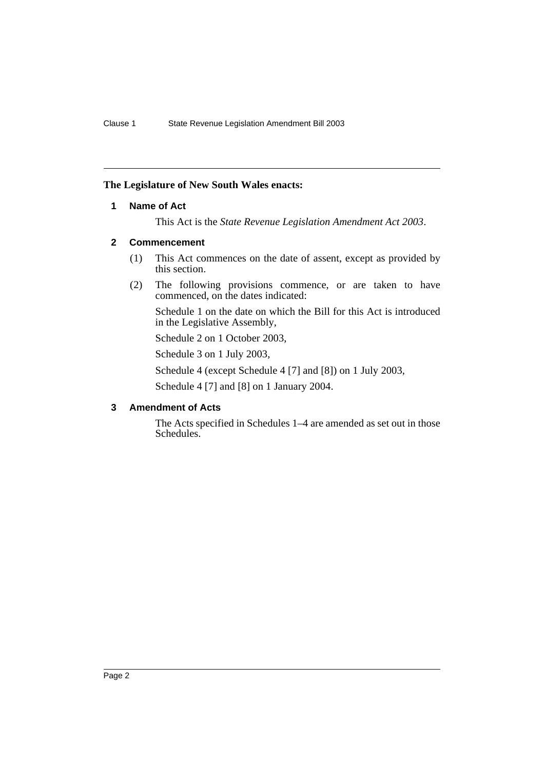**The Legislature of New South Wales enacts:**

## 1 Name of Act

This Act is the *State Revenue Legislation Amendment Act 2003*.

## 2 Commencement

(1) This Act commences on the date of assent, except as provided by this section.

(2) The following provisions commence, or are taken to have commenced, on the dates indicated:

Schedule 1 on the date on which the Bill for this Act is introduced in the Legislative Assembly,

Schedule 2 on 1 October 2003,

Schedule 3 on 1 July 2003,

Schedule 4 (except Schedule 4 [7] and [8]) on 1 July 2003,

Schedule 4 [7] and [8] on 1 January 2004.

## 3 Amendment of Acts

The Acts specified in Schedules 1–4 are amended as set out in those Schedules.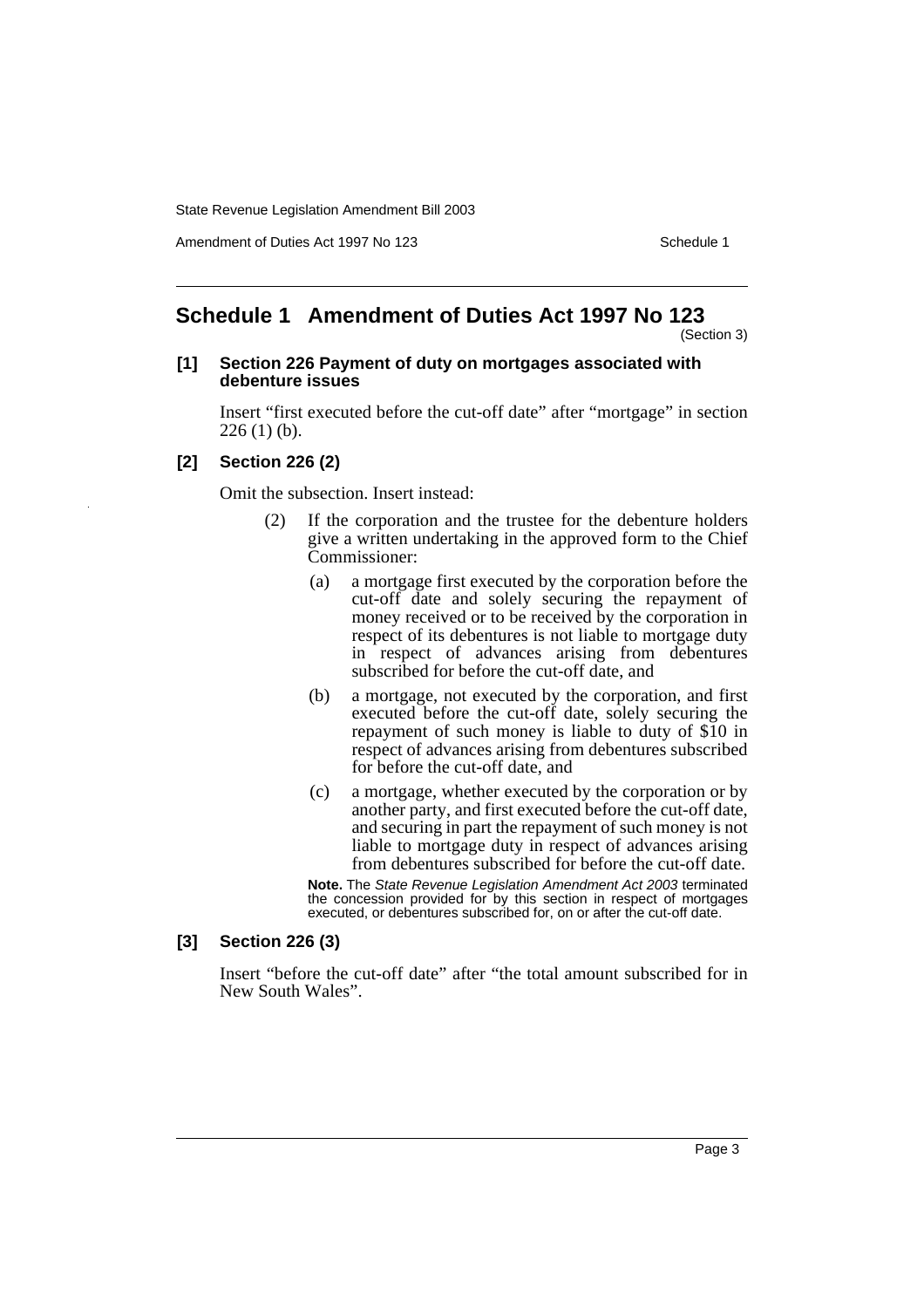# Schedule 1 Amendment of Duties Act 1997 No 123

(Section 3)

**[1] Section 226 Payment of duty on mortgages associated with debenture issues**

Insert "first executed before the cut-off date" after "mortgage" in section 226 (1) (b).

**[2] Section 226 (2)**

Omit the subsection. Insert instead:

(2) If the corporation and the trustee for the debenture holders give a written undertaking in the approved form to the Chief Commissioner:

(a) a mortgage first executed by the corporation before the cut-off date and solely securing the repayment of money received or to be received by the corporation in respect of its debentures is not liable to mortgage duty in respect of advances arising from debentures subscribed for before the cut-off date, and

(b) a mortgage, not executed by the corporation, and first executed before the cut-off date, solely securing the repayment of such money is liable to duty of $10 in respect of advances arising from debentures subscribed for before the cut-off date, and

(c) a mortgage, whether executed by the corporation or by another party, and first executed before the cut-off date, and securing in part the repayment of such money is not liable to mortgage duty in respect of advances arising from debentures subscribed for before the cut-off date.

**Note.** The *State Revenue Legislation Amendment Act 2003* terminated the concession provided for by this section in respect of mortgages executed, or debentures subscribed for, on or after the cut-off date.

**[3] Section 226 (3)**

Insert "before the cut-off date" after "the total amount subscribed for in New South Wales".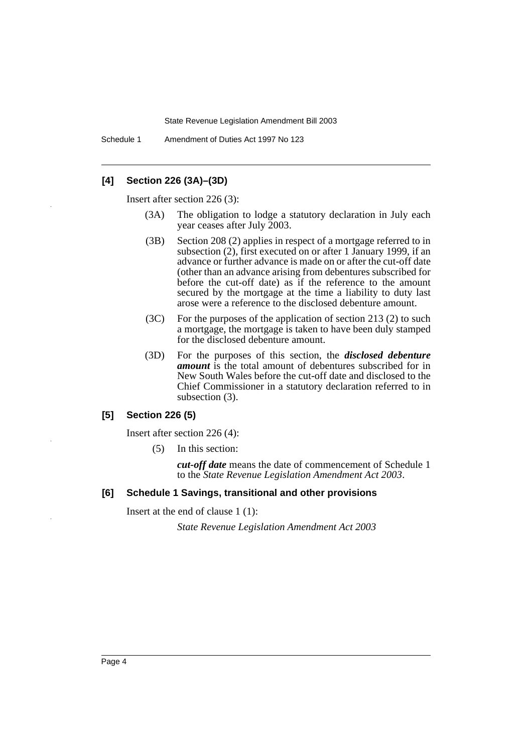### [4] Section 226 (3A)–(3D)

Insert after section 226 (3):

(3A) The obligation to lodge a statutory declaration in July each year ceases after July 2003.

(3B) Section 208 (2) applies in respect of a mortgage referred to in subsection (2), first executed on or after 1 January 1999, if an advance or further advance is made on or after the cut-off date (other than an advance arising from debentures subscribed for before the cut-off date) as if the reference to the amount secured by the mortgage at the time a liability to duty last arose were a reference to the disclosed debenture amount.

(3C) For the purposes of the application of section 213 (2) to such a mortgage, the mortgage is taken to have been duly stamped for the disclosed debenture amount.

(3D) For the purposes of this section, the ***disclosed debenture amount*** is the total amount of debentures subscribed for in New South Wales before the cut-off date and disclosed to the Chief Commissioner in a statutory declaration referred to in subsection (3).

### [5] Section 226 (5)

Insert after section 226 (4):

(5) In this section:

***cut-off date*** means the date of commencement of Schedule 1 to the *State Revenue Legislation Amendment Act 2003*.

### [6] Schedule 1 Savings, transitional and other provisions

Insert at the end of clause 1 (1):

*State Revenue Legislation Amendment Act 2003*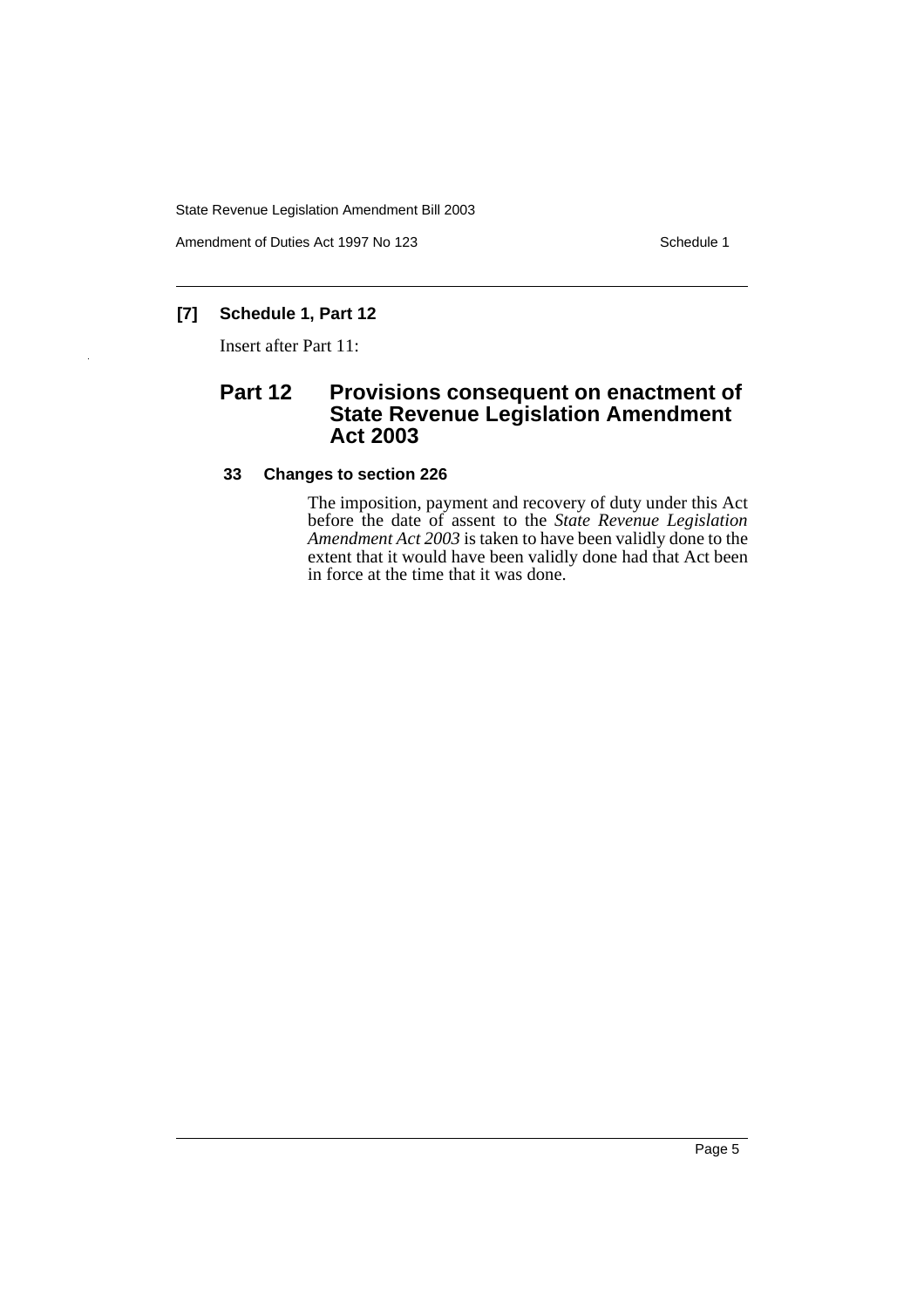**[7] Schedule 1, Part 12**

Insert after Part 11:

## Part 12 Provisions consequent on enactment of State Revenue Legislation Amendment Act 2003

### 33 Changes to section 226

The imposition, payment and recovery of duty under this Act before the date of assent to the *State Revenue Legislation Amendment Act 2003* is taken to have been validly done to the extent that it would have been validly done had that Act been in force at the time that it was done.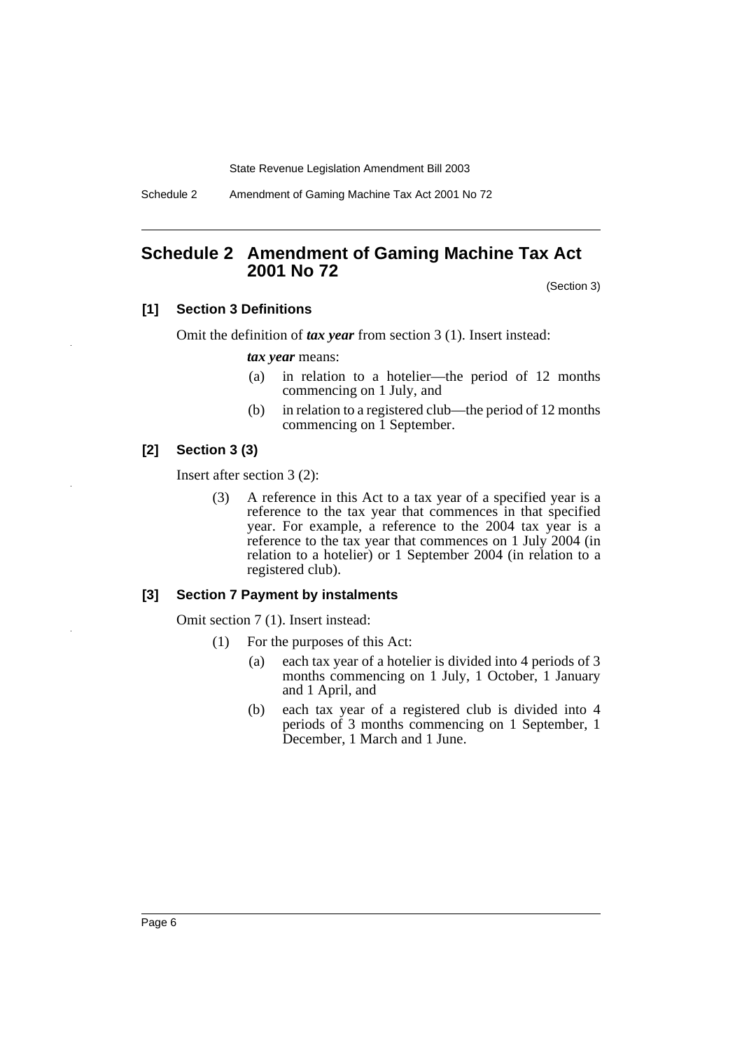# Schedule 2 Amendment of Gaming Machine Tax Act 2001 No 72

(Section 3)

### [1] Section 3 Definitions

Omit the definition of ***tax year*** from section 3 (1). Insert instead:

> ***tax year*** means:
>
> (a) in relation to a hotelier—the period of 12 months commencing on 1 July, and
>
> (b) in relation to a registered club—the period of 12 months commencing on 1 September.

### [2] Section 3 (3)

Insert after section 3 (2):

> (3) A reference in this Act to a tax year of a specified year is a reference to the tax year that commences in that specified year. For example, a reference to the 2004 tax year is a reference to the tax year that commences on 1 July 2004 (in relation to a hotelier) or 1 September 2004 (in relation to a registered club).

### [3] Section 7 Payment by instalments

Omit section 7 (1). Insert instead:

> (1) For the purposes of this Act:
>
> (a) each tax year of a hotelier is divided into 4 periods of 3 months commencing on 1 July, 1 October, 1 January and 1 April, and
>
> (b) each tax year of a registered club is divided into 4 periods of 3 months commencing on 1 September, 1 December, 1 March and 1 June.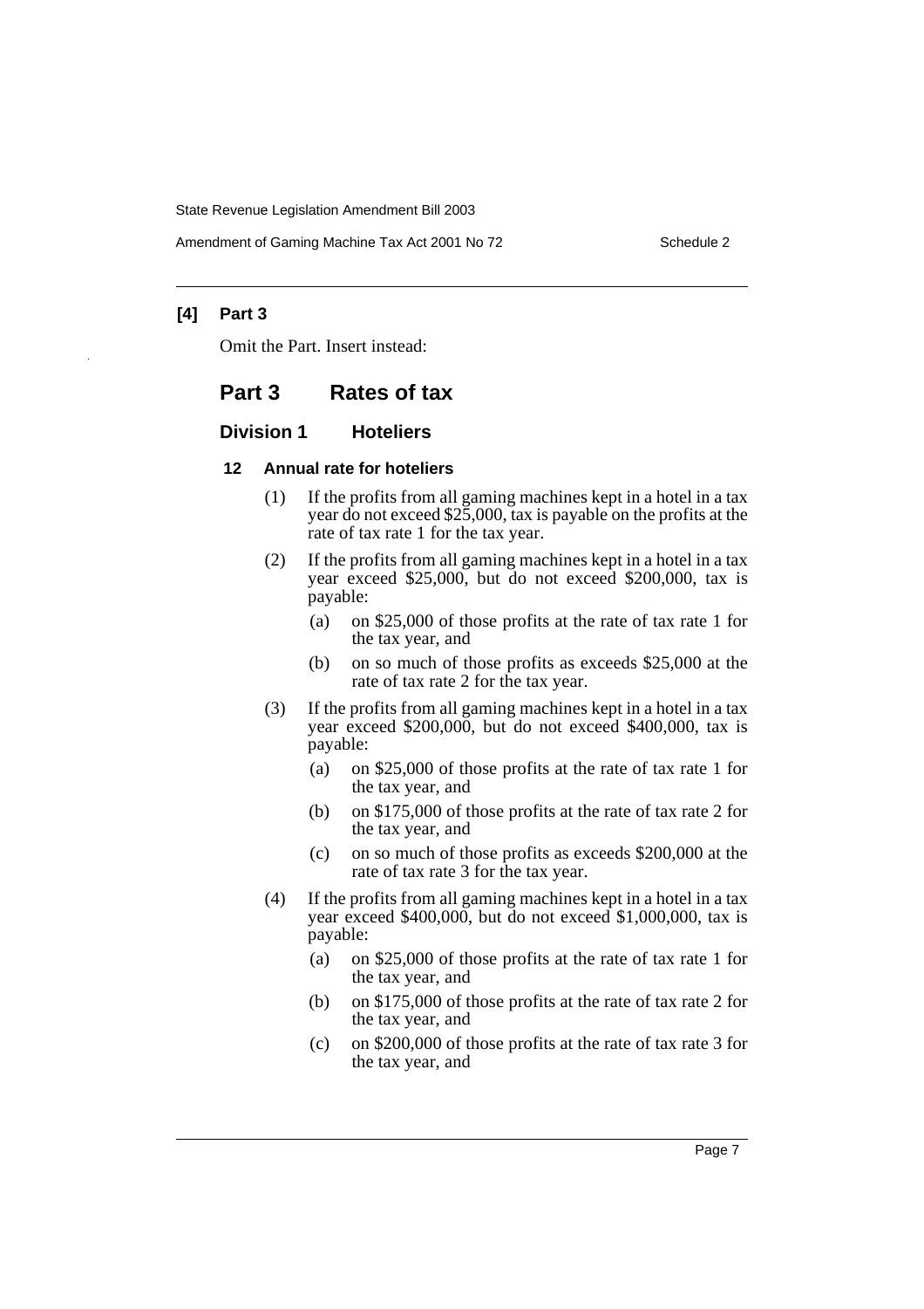**[4] Part 3**

Omit the Part. Insert instead:

## Part 3 Rates of tax

### Division 1 Hoteliers

#### 12 Annual rate for hoteliers

(1) If the profits from all gaming machines kept in a hotel in a tax year do not exceed $25,000, tax is payable on the profits at the rate of tax rate 1 for the tax year.

(2) If the profits from all gaming machines kept in a hotel in a tax year exceed $25,000, but do not exceed $200,000, tax is payable:

- (a) on $25,000 of those profits at the rate of tax rate 1 for the tax year, and
- (b) on so much of those profits as exceeds $25,000 at the rate of tax rate 2 for the tax year.

(3) If the profits from all gaming machines kept in a hotel in a tax year exceed $200,000, but do not exceed $400,000, tax is payable:

- (a) on $25,000 of those profits at the rate of tax rate 1 for the tax year, and
- (b) on $175,000 of those profits at the rate of tax rate 2 for the tax year, and
- (c) on so much of those profits as exceeds $200,000 at the rate of tax rate 3 for the tax year.

(4) If the profits from all gaming machines kept in a hotel in a tax year exceed $400,000, but do not exceed $1,000,000, tax is payable:

- (a) on $25,000 of those profits at the rate of tax rate 1 for the tax year, and
- (b) on $175,000 of those profits at the rate of tax rate 2 for the tax year, and
- (c) on $200,000 of those profits at the rate of tax rate 3 for the tax year, and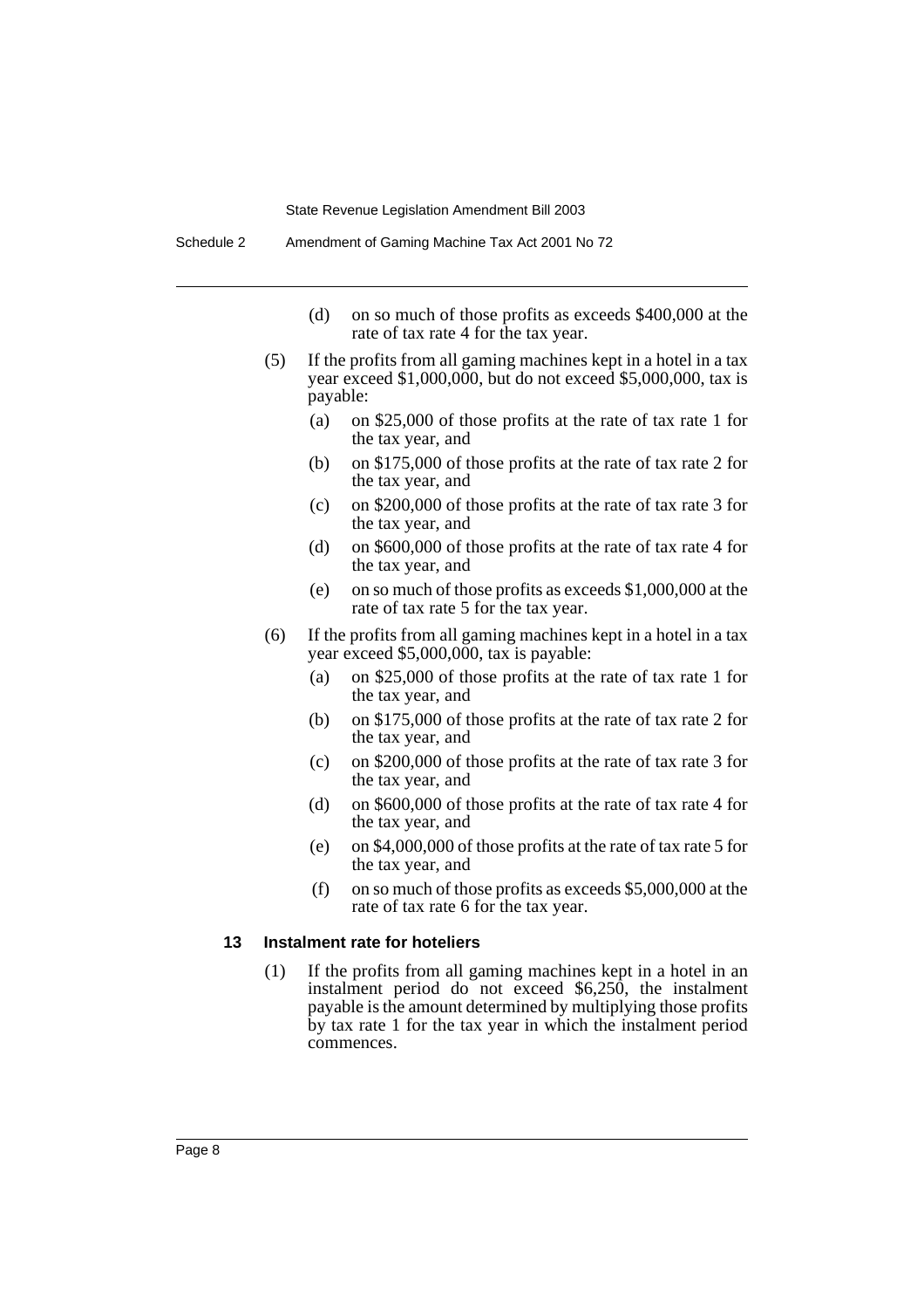(d) on so much of those profits as exceeds $400,000 at the rate of tax rate 4 for the tax year.

(5) If the profits from all gaming machines kept in a hotel in a tax year exceed $1,000,000, but do not exceed $5,000,000, tax is payable:

(a) on $25,000 of those profits at the rate of tax rate 1 for the tax year, and

(b) on $175,000 of those profits at the rate of tax rate 2 for the tax year, and

(c) on $200,000 of those profits at the rate of tax rate 3 for the tax year, and

(d) on $600,000 of those profits at the rate of tax rate 4 for the tax year, and

(e) on so much of those profits as exceeds $1,000,000 at the rate of tax rate 5 for the tax year.

(6) If the profits from all gaming machines kept in a hotel in a tax year exceed $5,000,000, tax is payable:

(a) on $25,000 of those profits at the rate of tax rate 1 for the tax year, and

(b) on $175,000 of those profits at the rate of tax rate 2 for the tax year, and

(c) on $200,000 of those profits at the rate of tax rate 3 for the tax year, and

(d) on $600,000 of those profits at the rate of tax rate 4 for the tax year, and

(e) on $4,000,000 of those profits at the rate of tax rate 5 for the tax year, and

(f) on so much of those profits as exceeds $5,000,000 at the rate of tax rate 6 for the tax year.

**13 Instalment rate for hoteliers**

(1) If the profits from all gaming machines kept in a hotel in an instalment period do not exceed $6,250, the instalment payable is the amount determined by multiplying those profits by tax rate 1 for the tax year in which the instalment period commences.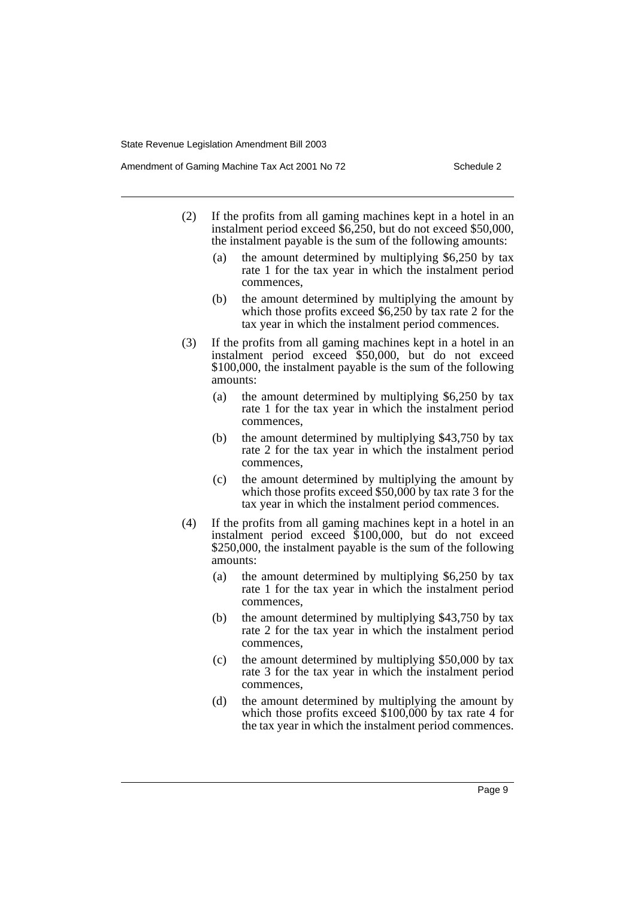(2) If the profits from all gaming machines kept in a hotel in an instalment period exceed $6,250, but do not exceed $50,000, the instalment payable is the sum of the following amounts:

- (a) the amount determined by multiplying $6,250 by tax rate 1 for the tax year in which the instalment period commences,
- (b) the amount determined by multiplying the amount by which those profits exceed $6,250 by tax rate 2 for the tax year in which the instalment period commences.

(3) If the profits from all gaming machines kept in a hotel in an instalment period exceed $50,000, but do not exceed $100,000, the instalment payable is the sum of the following amounts:

- (a) the amount determined by multiplying $6,250 by tax rate 1 for the tax year in which the instalment period commences,
- (b) the amount determined by multiplying $43,750 by tax rate 2 for the tax year in which the instalment period commences,
- (c) the amount determined by multiplying the amount by which those profits exceed $50,000 by tax rate 3 for the tax year in which the instalment period commences.

(4) If the profits from all gaming machines kept in a hotel in an instalment period exceed $100,000, but do not exceed $250,000, the instalment payable is the sum of the following amounts:

- (a) the amount determined by multiplying $6,250 by tax rate 1 for the tax year in which the instalment period commences,
- (b) the amount determined by multiplying $43,750 by tax rate 2 for the tax year in which the instalment period commences,
- (c) the amount determined by multiplying $50,000 by tax rate 3 for the tax year in which the instalment period commences,
- (d) the amount determined by multiplying the amount by which those profits exceed $100,000 by tax rate 4 for the tax year in which the instalment period commences.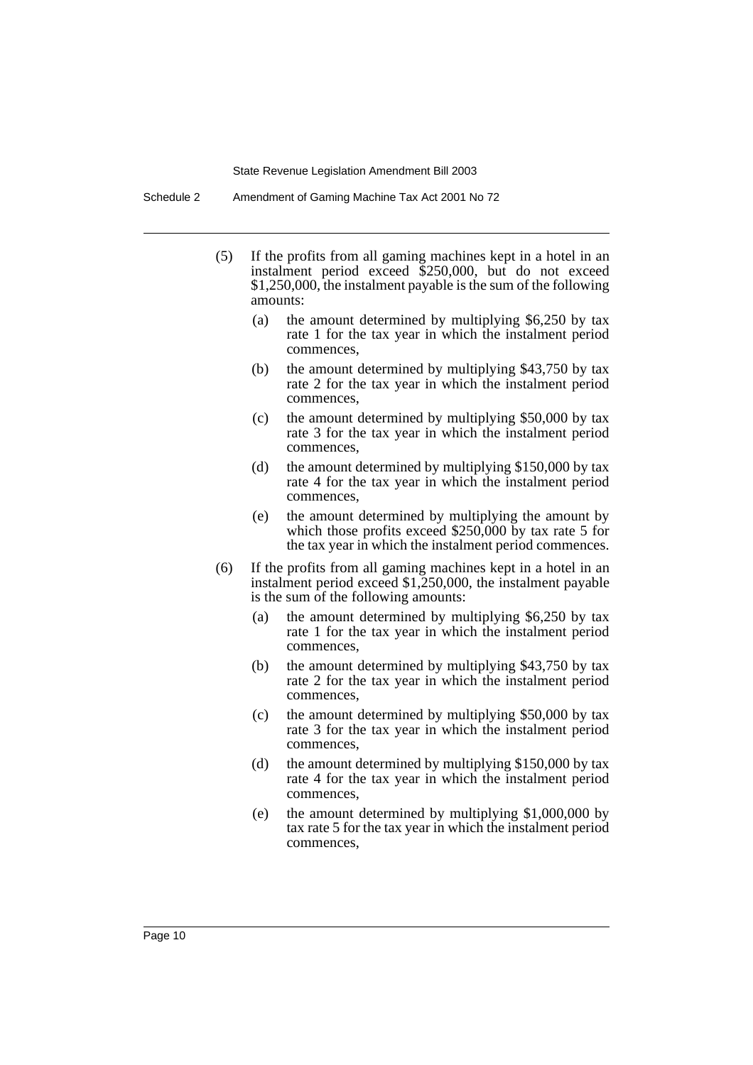(5) If the profits from all gaming machines kept in a hotel in an instalment period exceed $250,000, but do not exceed $1,250,000, the instalment payable is the sum of the following amounts:

  (a) the amount determined by multiplying $6,250 by tax rate 1 for the tax year in which the instalment period commences,

  (b) the amount determined by multiplying $43,750 by tax rate 2 for the tax year in which the instalment period commences,

  (c) the amount determined by multiplying $50,000 by tax rate 3 for the tax year in which the instalment period commences,

  (d) the amount determined by multiplying $150,000 by tax rate 4 for the tax year in which the instalment period commences,

  (e) the amount determined by multiplying the amount by which those profits exceed $250,000 by tax rate 5 for the tax year in which the instalment period commences.

(6) If the profits from all gaming machines kept in a hotel in an instalment period exceed $1,250,000, the instalment payable is the sum of the following amounts:

  (a) the amount determined by multiplying $6,250 by tax rate 1 for the tax year in which the instalment period commences,

  (b) the amount determined by multiplying $43,750 by tax rate 2 for the tax year in which the instalment period commences,

  (c) the amount determined by multiplying $50,000 by tax rate 3 for the tax year in which the instalment period commences,

  (d) the amount determined by multiplying $150,000 by tax rate 4 for the tax year in which the instalment period commences,

  (e) the amount determined by multiplying $1,000,000 by tax rate 5 for the tax year in which the instalment period commences,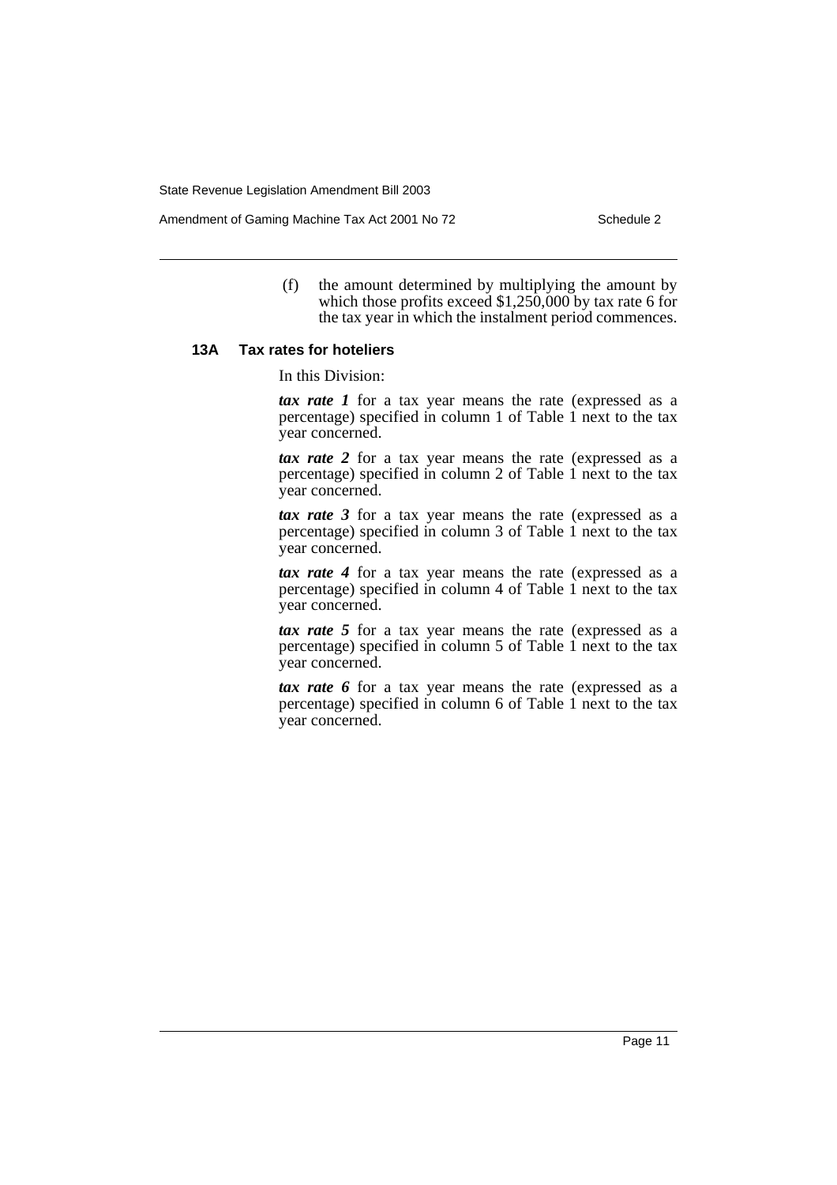(f) the amount determined by multiplying the amount by which those profits exceed $1,250,000 by tax rate 6 for the tax year in which the instalment period commences.

### 13A Tax rates for hoteliers

In this Division:

***tax rate 1*** for a tax year means the rate (expressed as a percentage) specified in column 1 of Table 1 next to the tax year concerned.

***tax rate 2*** for a tax year means the rate (expressed as a percentage) specified in column 2 of Table 1 next to the tax year concerned.

***tax rate 3*** for a tax year means the rate (expressed as a percentage) specified in column 3 of Table 1 next to the tax year concerned.

***tax rate 4*** for a tax year means the rate (expressed as a percentage) specified in column 4 of Table 1 next to the tax year concerned.

***tax rate 5*** for a tax year means the rate (expressed as a percentage) specified in column 5 of Table 1 next to the tax year concerned.

***tax rate 6*** for a tax year means the rate (expressed as a percentage) specified in column 6 of Table 1 next to the tax year concerned.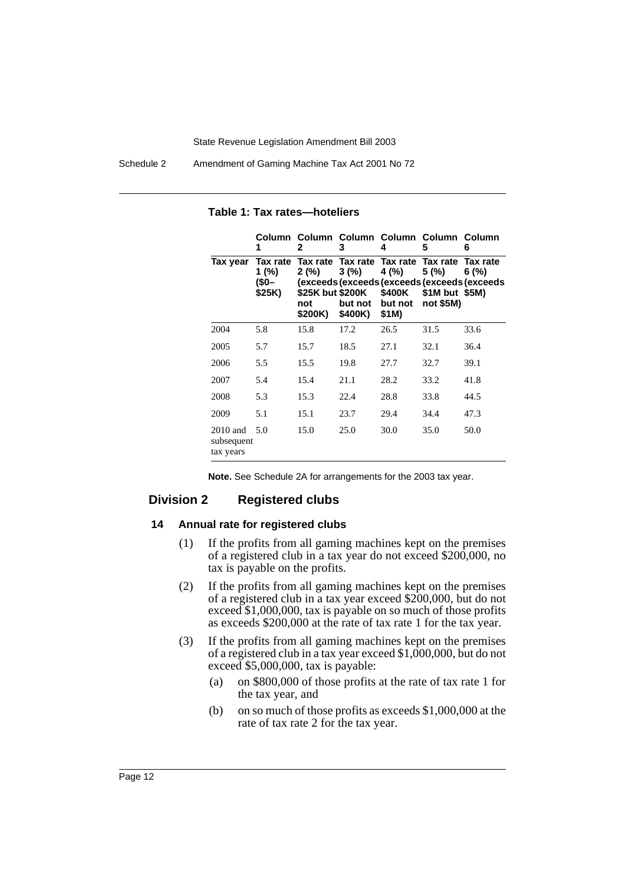**Table 1: Tax rates—hoteliers**

| | Column 1 | Column 2 | Column 3 | Column 4 | Column 5 | Column 6 |
|---|---|---|---|---|---|---|
| **Tax year** | **Tax rate 1 (%) ($0–$25K)** | **Tax rate 2 (%) (exceeds $25K but not $200K)** | **Tax rate 3 (%) (exceeds $200K but not $400K)** | **Tax rate 4 (%) (exceeds $400K but not $1M)** | **Tax rate 5 (%) (exceeds $1M but not $5M)** | **Tax rate 6 (%) (exceeds $5M)** |
| 2004 | 5.8 | 15.8 | 17.2 | 26.5 | 31.5 | 33.6 |
| 2005 | 5.7 | 15.7 | 18.5 | 27.1 | 32.1 | 36.4 |
| 2006 | 5.5 | 15.5 | 19.8 | 27.7 | 32.7 | 39.1 |
| 2007 | 5.4 | 15.4 | 21.1 | 28.2 | 33.2 | 41.8 |
| 2008 | 5.3 | 15.3 | 22.4 | 28.8 | 33.8 | 44.5 |
| 2009 | 5.1 | 15.1 | 23.7 | 29.4 | 34.4 | 47.3 |
| 2010 and subsequent tax years | 5.0 | 15.0 | 25.0 | 30.0 | 35.0 | 50.0 |

**Note.** See Schedule 2A for arrangements for the 2003 tax year.

## Division 2 Registered clubs

### 14 Annual rate for registered clubs

(1) If the profits from all gaming machines kept on the premises of a registered club in a tax year do not exceed $200,000, no tax is payable on the profits.

(2) If the profits from all gaming machines kept on the premises of a registered club in a tax year exceed $200,000, but do not exceed $1,000,000, tax is payable on so much of those profits as exceeds $200,000 at the rate of tax rate 1 for the tax year.

(3) If the profits from all gaming machines kept on the premises of a registered club in a tax year exceed $1,000,000, but do not exceed $5,000,000, tax is payable:

(a) on $800,000 of those profits at the rate of tax rate 1 for the tax year, and

(b) on so much of those profits as exceeds $1,000,000 at the rate of tax rate 2 for the tax year.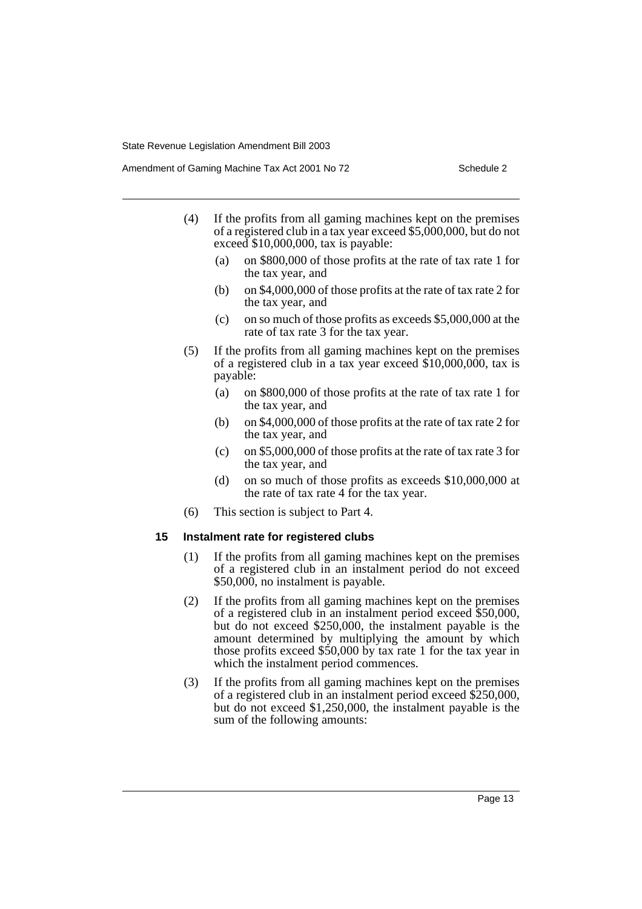(4) If the profits from all gaming machines kept on the premises of a registered club in a tax year exceed $5,000,000, but do not exceed $10,000,000, tax is payable:

(a) on $800,000 of those profits at the rate of tax rate 1 for the tax year, and

(b) on $4,000,000 of those profits at the rate of tax rate 2 for the tax year, and

(c) on so much of those profits as exceeds $5,000,000 at the rate of tax rate 3 for the tax year.

(5) If the profits from all gaming machines kept on the premises of a registered club in a tax year exceed $10,000,000, tax is payable:

(a) on $800,000 of those profits at the rate of tax rate 1 for the tax year, and

(b) on $4,000,000 of those profits at the rate of tax rate 2 for the tax year, and

(c) on $5,000,000 of those profits at the rate of tax rate 3 for the tax year, and

(d) on so much of those profits as exceeds $10,000,000 at the rate of tax rate 4 for the tax year.

(6) This section is subject to Part 4.

**15 Instalment rate for registered clubs**

(1) If the profits from all gaming machines kept on the premises of a registered club in an instalment period do not exceed $50,000, no instalment is payable.

(2) If the profits from all gaming machines kept on the premises of a registered club in an instalment period exceed $50,000, but do not exceed $250,000, the instalment payable is the amount determined by multiplying the amount by which those profits exceed $50,000 by tax rate 1 for the tax year in which the instalment period commences.

(3) If the profits from all gaming machines kept on the premises of a registered club in an instalment period exceed $250,000, but do not exceed $1,250,000, the instalment payable is the sum of the following amounts: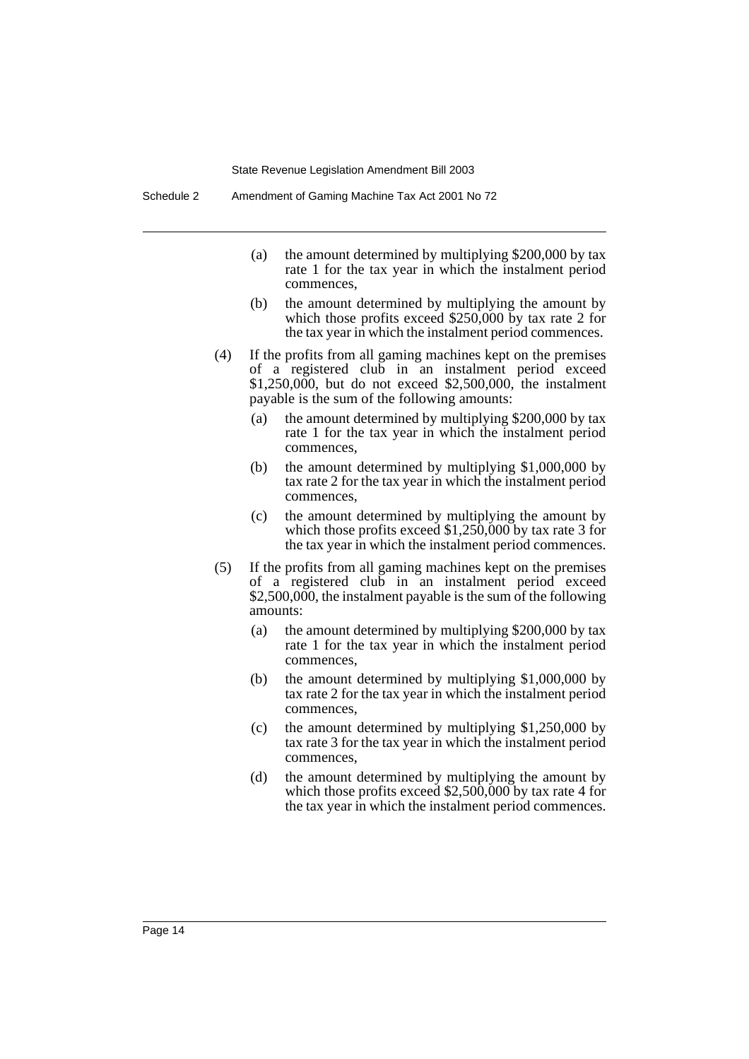(a) the amount determined by multiplying $200,000 by tax rate 1 for the tax year in which the instalment period commences,

(b) the amount determined by multiplying the amount by which those profits exceed $250,000 by tax rate 2 for the tax year in which the instalment period commences.

(4) If the profits from all gaming machines kept on the premises of a registered club in an instalment period exceed $1,250,000, but do not exceed $2,500,000, the instalment payable is the sum of the following amounts:

(a) the amount determined by multiplying $200,000 by tax rate 1 for the tax year in which the instalment period commences,

(b) the amount determined by multiplying $1,000,000 by tax rate 2 for the tax year in which the instalment period commences,

(c) the amount determined by multiplying the amount by which those profits exceed $1,250,000 by tax rate 3 for the tax year in which the instalment period commences.

(5) If the profits from all gaming machines kept on the premises of a registered club in an instalment period exceed $2,500,000, the instalment payable is the sum of the following amounts:

(a) the amount determined by multiplying $200,000 by tax rate 1 for the tax year in which the instalment period commences,

(b) the amount determined by multiplying $1,000,000 by tax rate 2 for the tax year in which the instalment period commences,

(c) the amount determined by multiplying $1,250,000 by tax rate 3 for the tax year in which the instalment period commences,

(d) the amount determined by multiplying the amount by which those profits exceed $2,500,000 by tax rate 4 for the tax year in which the instalment period commences.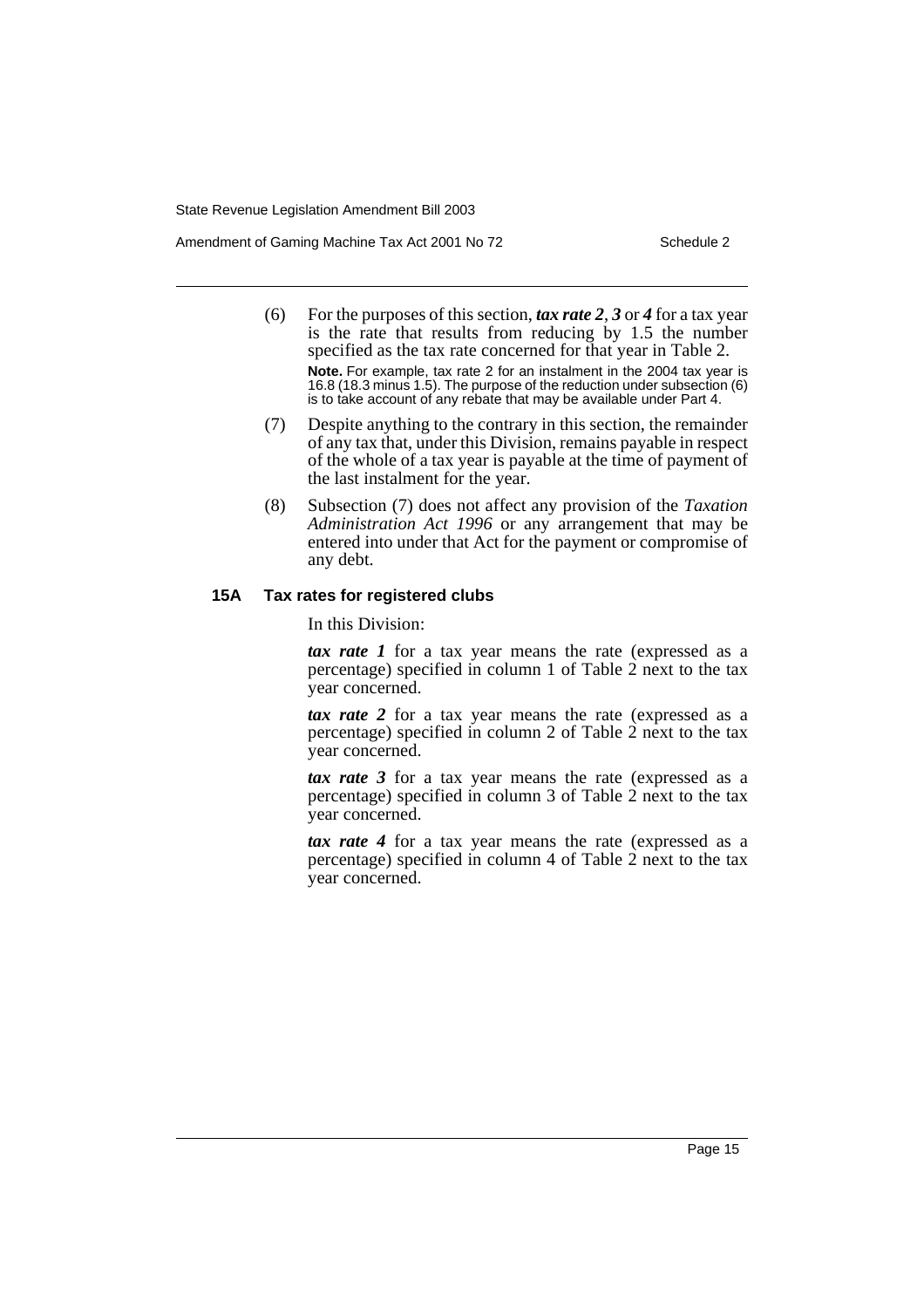(6) For the purposes of this section, ***tax rate 2***, ***3*** or ***4*** for a tax year is the rate that results from reducing by 1.5 the number specified as the tax rate concerned for that year in Table 2.

**Note.** For example, tax rate 2 for an instalment in the 2004 tax year is 16.8 (18.3 minus 1.5). The purpose of the reduction under subsection (6) is to take account of any rebate that may be available under Part 4.

(7) Despite anything to the contrary in this section, the remainder of any tax that, under this Division, remains payable in respect of the whole of a tax year is payable at the time of payment of the last instalment for the year.

(8) Subsection (7) does not affect any provision of the *Taxation Administration Act 1996* or any arrangement that may be entered into under that Act for the payment or compromise of any debt.

### 15A Tax rates for registered clubs

In this Division:

***tax rate 1*** for a tax year means the rate (expressed as a percentage) specified in column 1 of Table 2 next to the tax year concerned.

***tax rate 2*** for a tax year means the rate (expressed as a percentage) specified in column 2 of Table 2 next to the tax year concerned.

***tax rate 3*** for a tax year means the rate (expressed as a percentage) specified in column 3 of Table 2 next to the tax year concerned.

***tax rate 4*** for a tax year means the rate (expressed as a percentage) specified in column 4 of Table 2 next to the tax year concerned.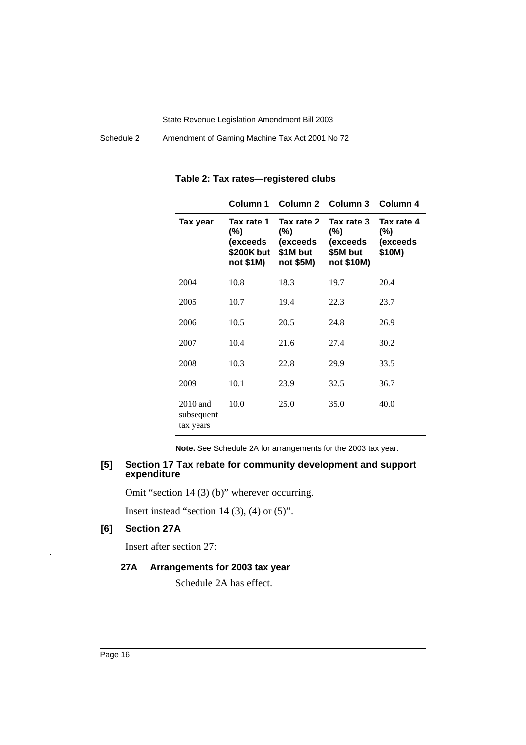**Table 2: Tax rates—registered clubs**

| | Column 1 | Column 2 | Column 3 | Column 4 |
|---|---|---|---|---|
| **Tax year** | **Tax rate 1 (%) (exceeds $200K but not $1M)** | **Tax rate 2 (%) (exceeds $1M but not $5M)** | **Tax rate 3 (%) (exceeds $5M but not $10M)** | **Tax rate 4 (%) (exceeds $10M)** |
| 2004 | 10.8 | 18.3 | 19.7 | 20.4 |
| 2005 | 10.7 | 19.4 | 22.3 | 23.7 |
| 2006 | 10.5 | 20.5 | 24.8 | 26.9 |
| 2007 | 10.4 | 21.6 | 27.4 | 30.2 |
| 2008 | 10.3 | 22.8 | 29.9 | 33.5 |
| 2009 | 10.1 | 23.9 | 32.5 | 36.7 |
| 2010 and subsequent tax years | 10.0 | 25.0 | 35.0 | 40.0 |

**Note.** See Schedule 2A for arrangements for the 2003 tax year.

### [5] Section 17 Tax rebate for community development and support expenditure

Omit "section 14 (3) (b)" wherever occurring.

Insert instead "section 14 (3), (4) or (5)".

### [6] Section 27A

Insert after section 27:

#### 27A Arrangements for 2003 tax year

Schedule 2A has effect.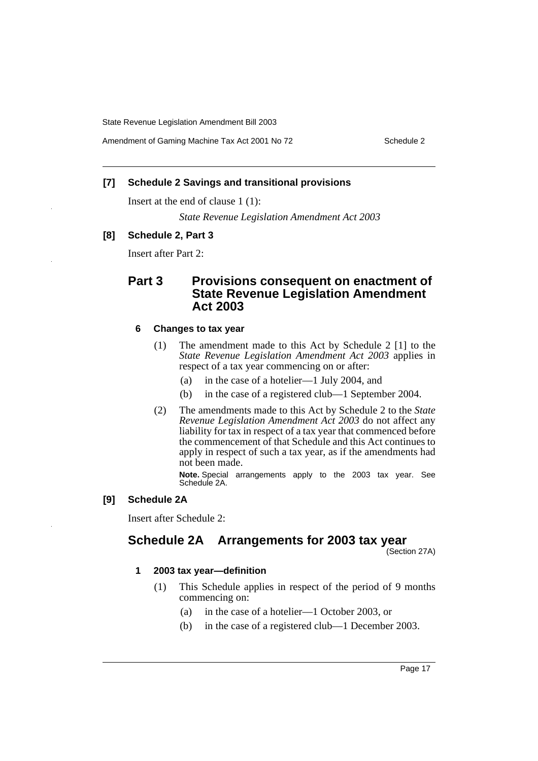**[7] Schedule 2 Savings and transitional provisions**

Insert at the end of clause 1 (1):

*State Revenue Legislation Amendment Act 2003*

**[8] Schedule 2, Part 3**

Insert after Part 2:

## Part 3 Provisions consequent on enactment of State Revenue Legislation Amendment Act 2003

### 6 Changes to tax year

(1) The amendment made to this Act by Schedule 2 [1] to the *State Revenue Legislation Amendment Act 2003* applies in respect of a tax year commencing on or after:

- (a) in the case of a hotelier—1 July 2004, and
- (b) in the case of a registered club—1 September 2004.

(2) The amendments made to this Act by Schedule 2 to the *State Revenue Legislation Amendment Act 2003* do not affect any liability for tax in respect of a tax year that commenced before the commencement of that Schedule and this Act continues to apply in respect of such a tax year, as if the amendments had not been made.

**Note.** Special arrangements apply to the 2003 tax year. See Schedule 2A.

**[9] Schedule 2A**

Insert after Schedule 2:

## Schedule 2A Arrangements for 2003 tax year

(Section 27A)

### 1 2003 tax year—definition

(1) This Schedule applies in respect of the period of 9 months commencing on:

- (a) in the case of a hotelier—1 October 2003, or
- (b) in the case of a registered club—1 December 2003.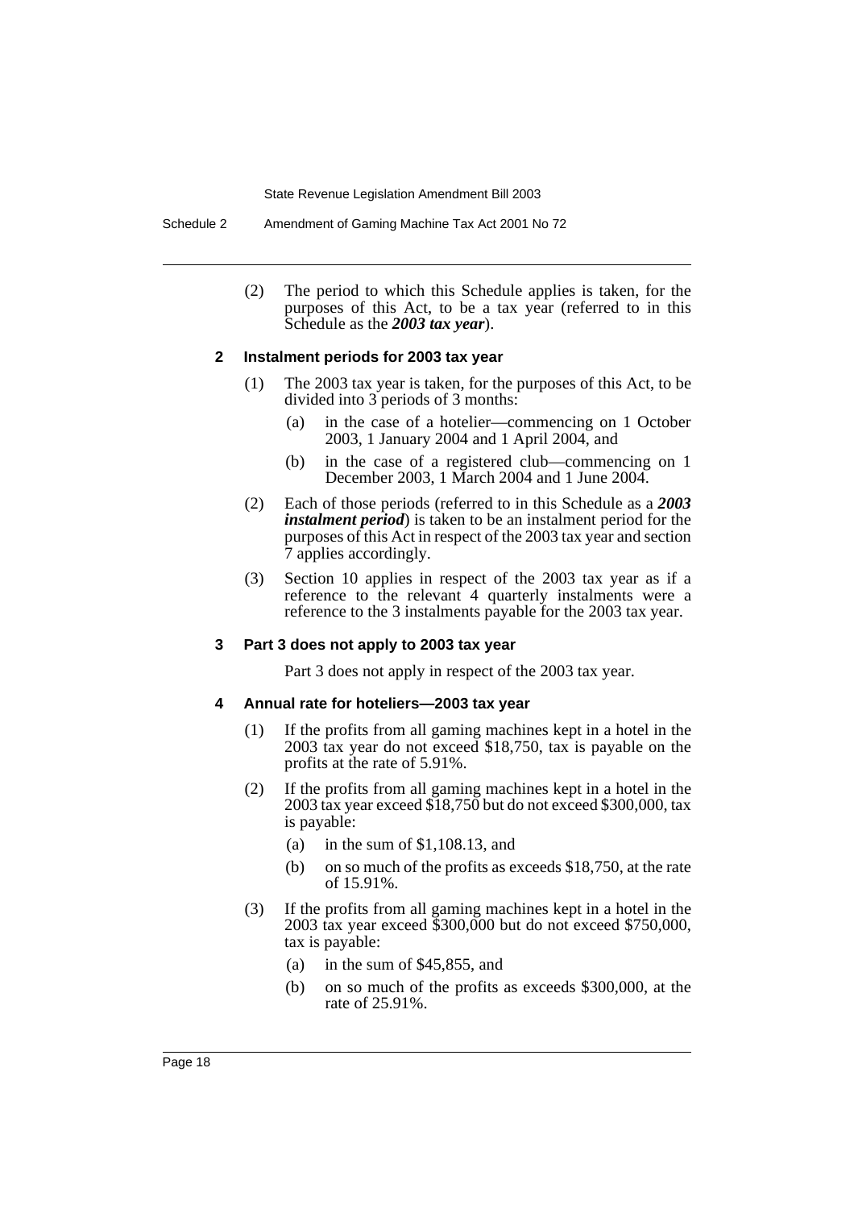(2) The period to which this Schedule applies is taken, for the purposes of this Act, to be a tax year (referred to in this Schedule as the ***2003 tax year***).

### 2 Instalment periods for 2003 tax year

(1) The 2003 tax year is taken, for the purposes of this Act, to be divided into 3 periods of 3 months:

- (a) in the case of a hotelier—commencing on 1 October 2003, 1 January 2004 and 1 April 2004, and
- (b) in the case of a registered club—commencing on 1 December 2003, 1 March 2004 and 1 June 2004.

(2) Each of those periods (referred to in this Schedule as a ***2003 instalment period***) is taken to be an instalment period for the purposes of this Act in respect of the 2003 tax year and section 7 applies accordingly.

(3) Section 10 applies in respect of the 2003 tax year as if a reference to the relevant 4 quarterly instalments were a reference to the 3 instalments payable for the 2003 tax year.

### 3 Part 3 does not apply to 2003 tax year

Part 3 does not apply in respect of the 2003 tax year.

### 4 Annual rate for hoteliers—2003 tax year

(1) If the profits from all gaming machines kept in a hotel in the 2003 tax year do not exceed $18,750, tax is payable on the profits at the rate of 5.91%.

(2) If the profits from all gaming machines kept in a hotel in the 2003 tax year exceed $18,750 but do not exceed $300,000, tax is payable:

- (a) in the sum of $1,108.13, and
- (b) on so much of the profits as exceeds $18,750, at the rate of 15.91%.

(3) If the profits from all gaming machines kept in a hotel in the 2003 tax year exceed $300,000 but do not exceed $750,000, tax is payable:

- (a) in the sum of $45,855, and
- (b) on so much of the profits as exceeds $300,000, at the rate of 25.91%.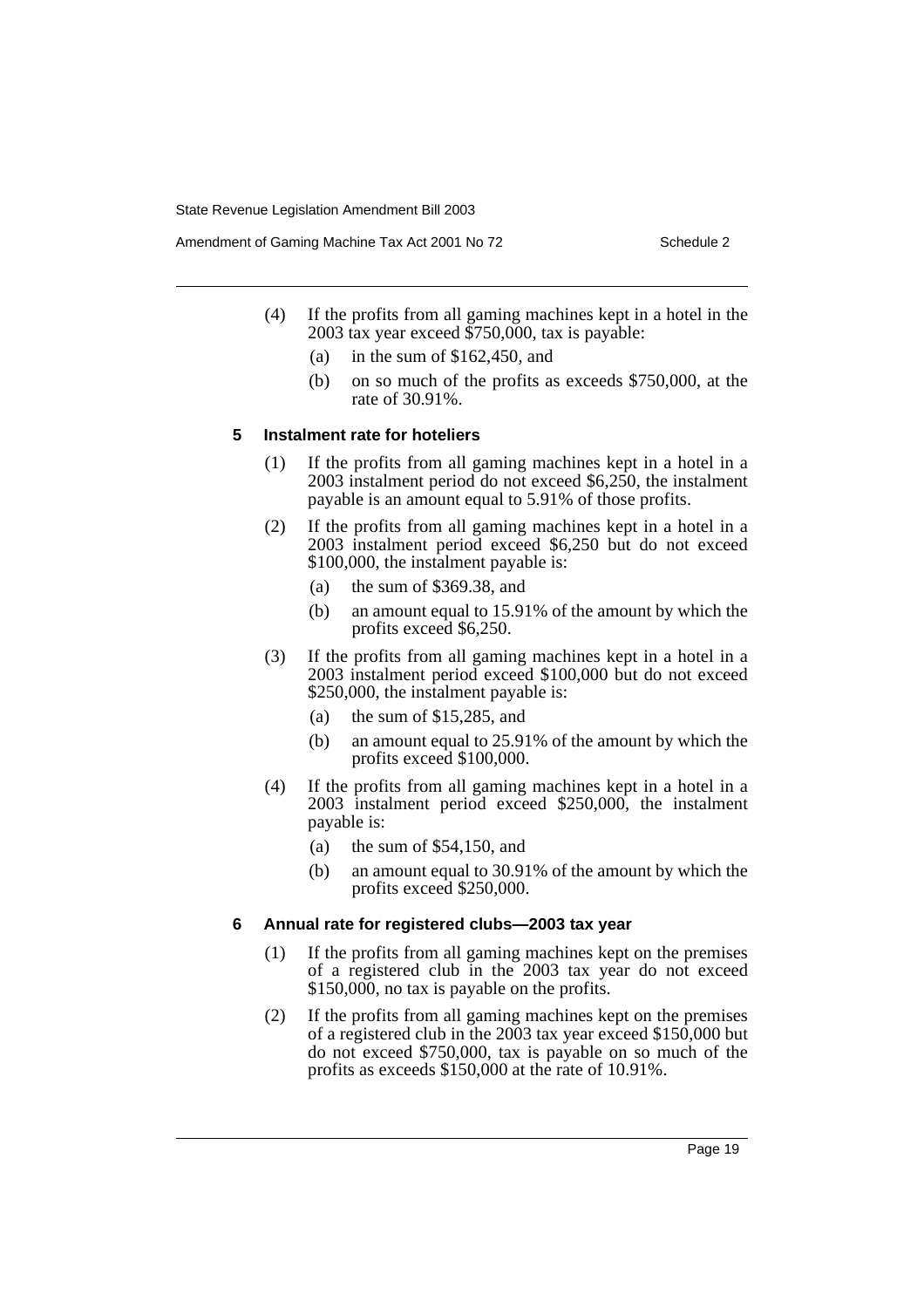(4) If the profits from all gaming machines kept in a hotel in the 2003 tax year exceed $750,000, tax is payable:

   (a) in the sum of $162,450, and

   (b) on so much of the profits as exceeds $750,000, at the rate of 30.91%.

### 5 Instalment rate for hoteliers

(1) If the profits from all gaming machines kept in a hotel in a 2003 instalment period do not exceed $6,250, the instalment payable is an amount equal to 5.91% of those profits.

(2) If the profits from all gaming machines kept in a hotel in a 2003 instalment period exceed $6,250 but do not exceed $100,000, the instalment payable is:

   (a) the sum of $369.38, and

   (b) an amount equal to 15.91% of the amount by which the profits exceed $6,250.

(3) If the profits from all gaming machines kept in a hotel in a 2003 instalment period exceed $100,000 but do not exceed $250,000, the instalment payable is:

   (a) the sum of $15,285, and

   (b) an amount equal to 25.91% of the amount by which the profits exceed $100,000.

(4) If the profits from all gaming machines kept in a hotel in a 2003 instalment period exceed $250,000, the instalment payable is:

   (a) the sum of $54,150, and

   (b) an amount equal to 30.91% of the amount by which the profits exceed $250,000.

### 6 Annual rate for registered clubs—2003 tax year

(1) If the profits from all gaming machines kept on the premises of a registered club in the 2003 tax year do not exceed $150,000, no tax is payable on the profits.

(2) If the profits from all gaming machines kept on the premises of a registered club in the 2003 tax year exceed $150,000 but do not exceed $750,000, tax is payable on so much of the profits as exceeds $150,000 at the rate of 10.91%.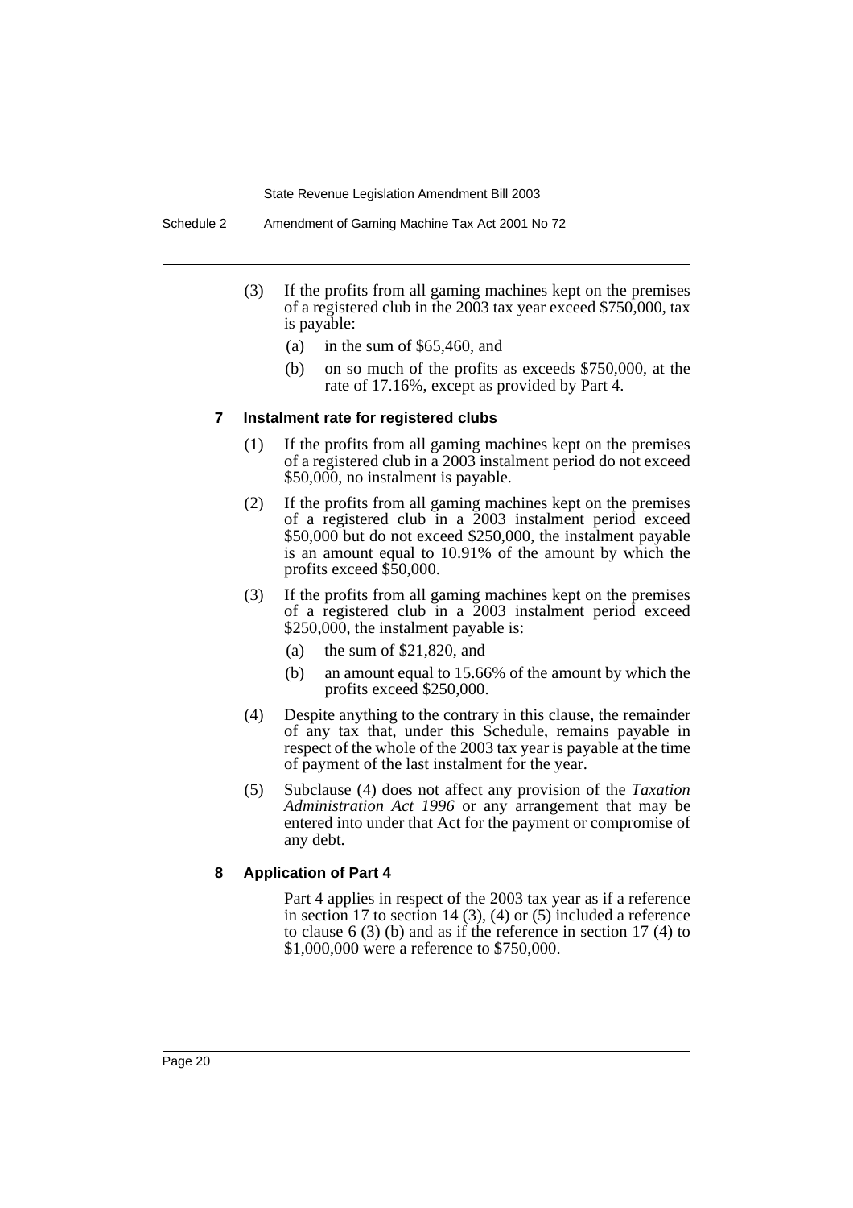(3) If the profits from all gaming machines kept on the premises of a registered club in the 2003 tax year exceed $750,000, tax is payable:

(a) in the sum of $65,460, and

(b) on so much of the profits as exceeds $750,000, at the rate of 17.16%, except as provided by Part 4.

### 7 Instalment rate for registered clubs

(1) If the profits from all gaming machines kept on the premises of a registered club in a 2003 instalment period do not exceed $50,000, no instalment is payable.

(2) If the profits from all gaming machines kept on the premises of a registered club in a 2003 instalment period exceed $50,000 but do not exceed $250,000, the instalment payable is an amount equal to 10.91% of the amount by which the profits exceed $50,000.

(3) If the profits from all gaming machines kept on the premises of a registered club in a 2003 instalment period exceed $250,000, the instalment payable is:

(a) the sum of $21,820, and

(b) an amount equal to 15.66% of the amount by which the profits exceed $250,000.

(4) Despite anything to the contrary in this clause, the remainder of any tax that, under this Schedule, remains payable in respect of the whole of the 2003 tax year is payable at the time of payment of the last instalment for the year.

(5) Subclause (4) does not affect any provision of the *Taxation Administration Act 1996* or any arrangement that may be entered into under that Act for the payment or compromise of any debt.

### 8 Application of Part 4

Part 4 applies in respect of the 2003 tax year as if a reference in section 17 to section 14 (3), (4) or (5) included a reference to clause 6 (3) (b) and as if the reference in section 17 (4) to $1,000,000 were a reference to $750,000.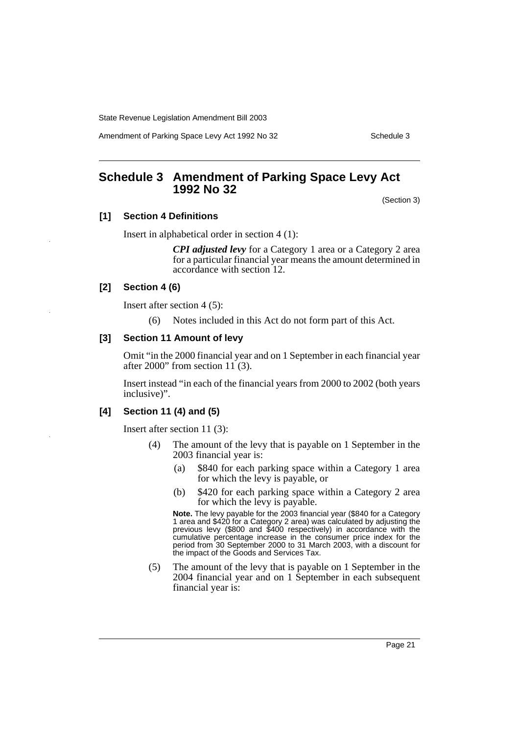# Schedule 3 Amendment of Parking Space Levy Act 1992 No 32

(Section 3)

## [1] Section 4 Definitions

Insert in alphabetical order in section 4 (1):

> ***CPI adjusted levy*** for a Category 1 area or a Category 2 area for a particular financial year means the amount determined in accordance with section 12.

## [2] Section 4 (6)

Insert after section 4 (5):

> (6) Notes included in this Act do not form part of this Act.

## [3] Section 11 Amount of levy

Omit "in the 2000 financial year and on 1 September in each financial year after 2000" from section 11 (3).

Insert instead "in each of the financial years from 2000 to 2002 (both years inclusive)".

## [4] Section 11 (4) and (5)

Insert after section 11 (3):

> (4) The amount of the levy that is payable on 1 September in the 2003 financial year is:
>
> (a) $840 for each parking space within a Category 1 area for which the levy is payable, or
>
> (b) $420 for each parking space within a Category 2 area for which the levy is payable.
>
> **Note.** The levy payable for the 2003 financial year ($840 for a Category 1 area and $420 for a Category 2 area) was calculated by adjusting the previous levy ($800 and $400 respectively) in accordance with the cumulative percentage increase in the consumer price index for the period from 30 September 2000 to 31 March 2003, with a discount for the impact of the Goods and Services Tax.
>
> (5) The amount of the levy that is payable on 1 September in the 2004 financial year and on 1 September in each subsequent financial year is: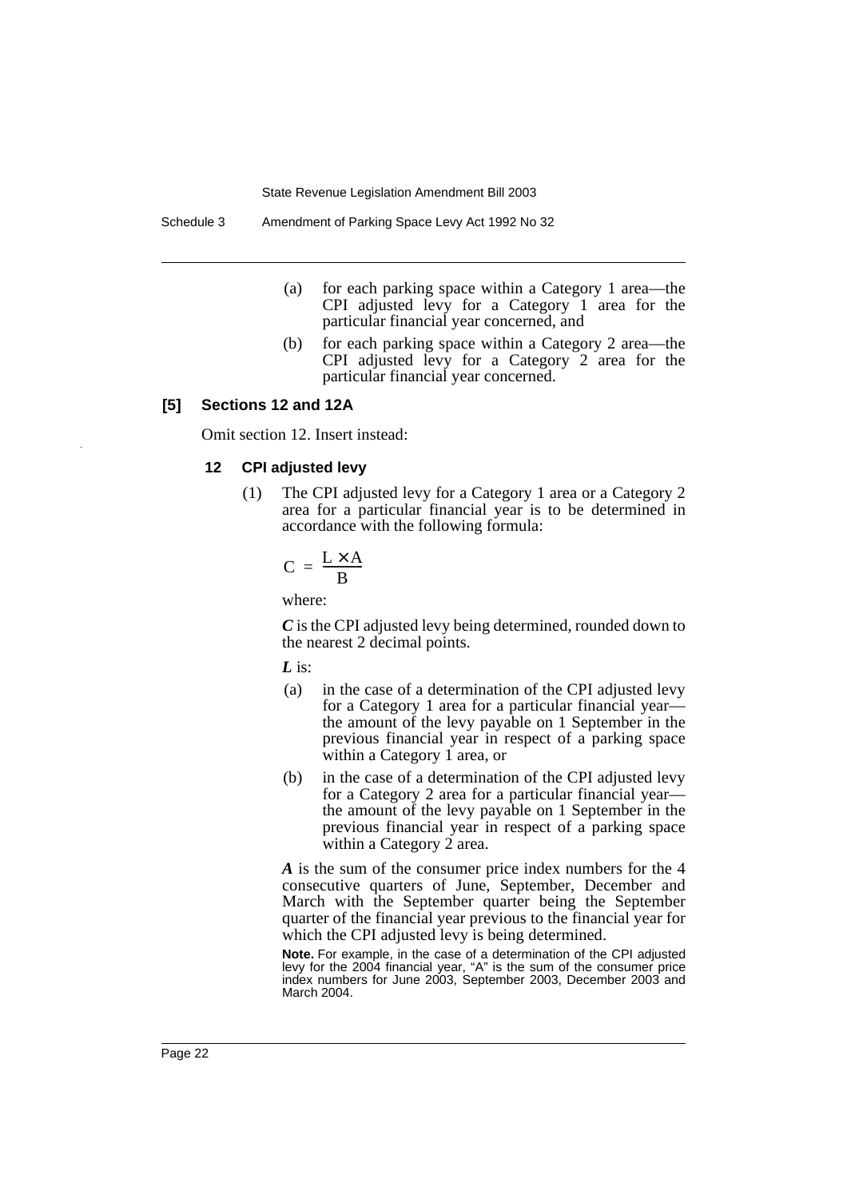(a) for each parking space within a Category 1 area—the CPI adjusted levy for a Category 1 area for the particular financial year concerned, and

(b) for each parking space within a Category 2 area—the CPI adjusted levy for a Category 2 area for the particular financial year concerned.

### [5] Sections 12 and 12A

Omit section 12. Insert instead:

#### 12 CPI adjusted levy

(1) The CPI adjusted levy for a Category 1 area or a Category 2 area for a particular financial year is to be determined in accordance with the following formula:

$$C = \frac{L \times A}{B}$$

where:

***C*** is the CPI adjusted levy being determined, rounded down to the nearest 2 decimal points.

***L*** is:

(a) in the case of a determination of the CPI adjusted levy for a Category 1 area for a particular financial year—the amount of the levy payable on 1 September in the previous financial year in respect of a parking space within a Category 1 area, or

(b) in the case of a determination of the CPI adjusted levy for a Category 2 area for a particular financial year—the amount of the levy payable on 1 September in the previous financial year in respect of a parking space within a Category 2 area.

***A*** is the sum of the consumer price index numbers for the 4 consecutive quarters of June, September, December and March with the September quarter being the September quarter of the financial year previous to the financial year for which the CPI adjusted levy is being determined.

**Note.** For example, in the case of a determination of the CPI adjusted levy for the 2004 financial year, "A" is the sum of the consumer price index numbers for June 2003, September 2003, December 2003 and March 2004.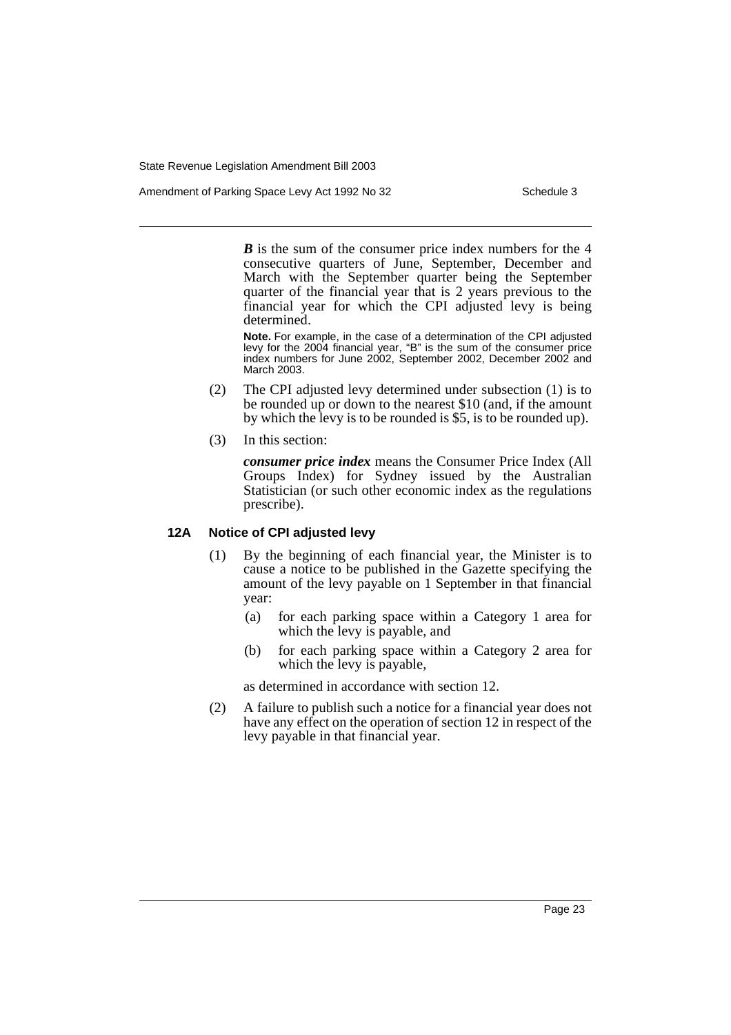***B*** is the sum of the consumer price index numbers for the 4 consecutive quarters of June, September, December and March with the September quarter being the September quarter of the financial year that is 2 years previous to the financial year for which the CPI adjusted levy is being determined.

**Note.** For example, in the case of a determination of the CPI adjusted levy for the 2004 financial year, "B" is the sum of the consumer price index numbers for June 2002, September 2002, December 2002 and March 2003.

(2) The CPI adjusted levy determined under subsection (1) is to be rounded up or down to the nearest $10 (and, if the amount by which the levy is to be rounded is $5, is to be rounded up).

(3) In this section:

***consumer price index*** means the Consumer Price Index (All Groups Index) for Sydney issued by the Australian Statistician (or such other economic index as the regulations prescribe).

### 12A Notice of CPI adjusted levy

(1) By the beginning of each financial year, the Minister is to cause a notice to be published in the Gazette specifying the amount of the levy payable on 1 September in that financial year:

- (a) for each parking space within a Category 1 area for which the levy is payable, and
- (b) for each parking space within a Category 2 area for which the levy is payable,

as determined in accordance with section 12.

(2) A failure to publish such a notice for a financial year does not have any effect on the operation of section 12 in respect of the levy payable in that financial year.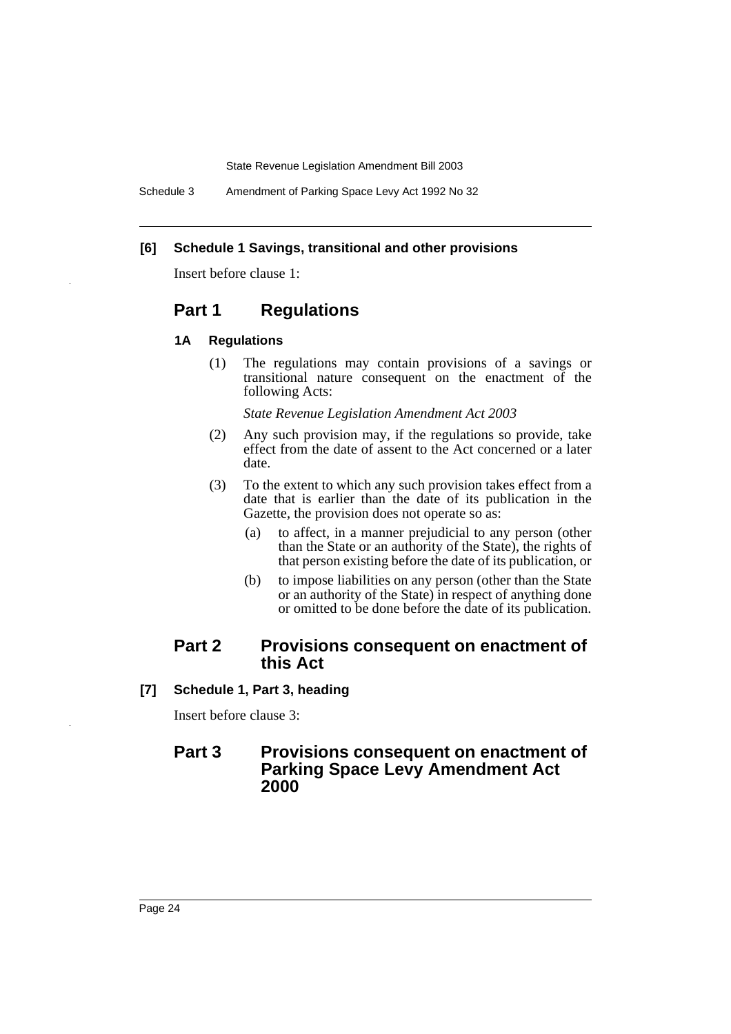**[6] Schedule 1 Savings, transitional and other provisions**

Insert before clause 1:

## Part 1 Regulations

**1A Regulations**

(1) The regulations may contain provisions of a savings or transitional nature consequent on the enactment of the following Acts:

*State Revenue Legislation Amendment Act 2003*

(2) Any such provision may, if the regulations so provide, take effect from the date of assent to the Act concerned or a later date.

(3) To the extent to which any such provision takes effect from a date that is earlier than the date of its publication in the Gazette, the provision does not operate so as:

(a) to affect, in a manner prejudicial to any person (other than the State or an authority of the State), the rights of that person existing before the date of its publication, or

(b) to impose liabilities on any person (other than the State or an authority of the State) in respect of anything done or omitted to be done before the date of its publication.

## Part 2 Provisions consequent on enactment of this Act

**[7] Schedule 1, Part 3, heading**

Insert before clause 3:

## Part 3 Provisions consequent on enactment of Parking Space Levy Amendment Act 2000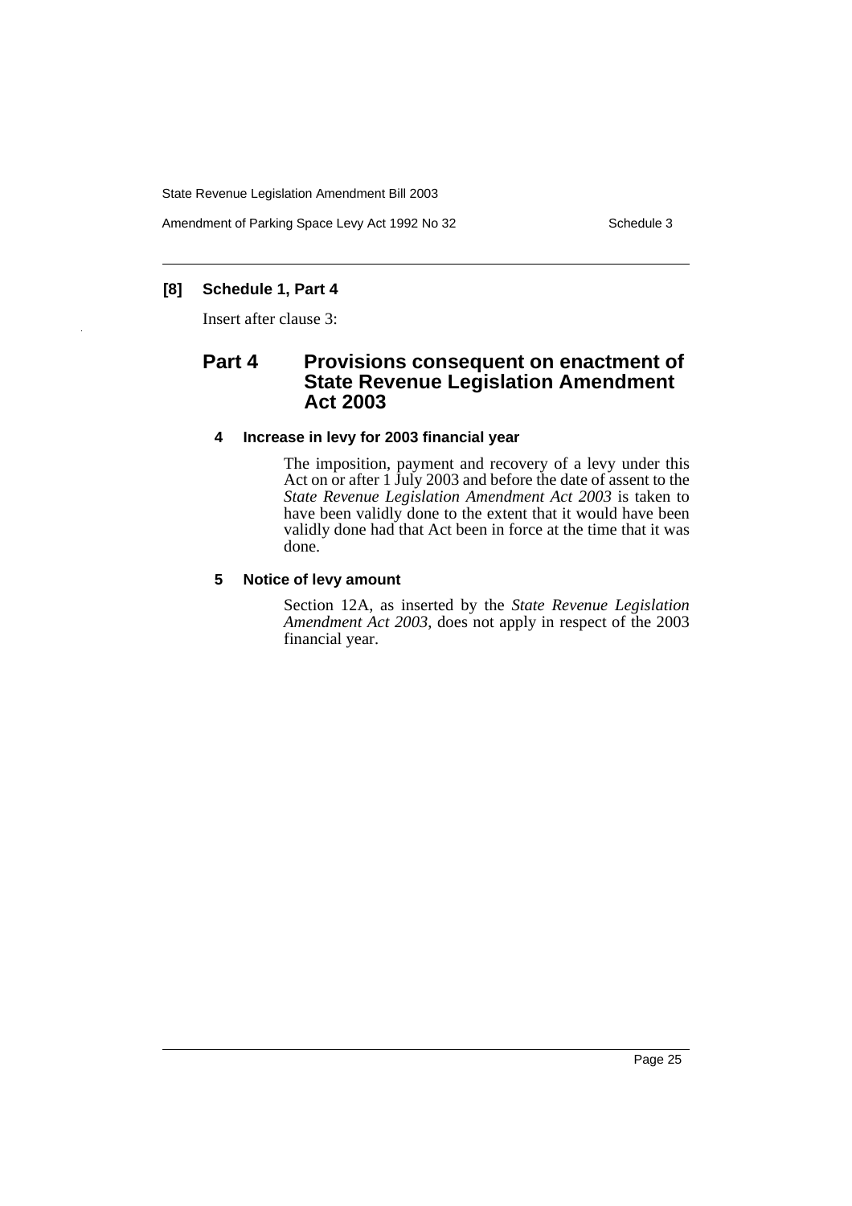### [8] Schedule 1, Part 4

Insert after clause 3:

## Part 4 Provisions consequent on enactment of State Revenue Legislation Amendment Act 2003

### 4 Increase in levy for 2003 financial year

The imposition, payment and recovery of a levy under this Act on or after 1 July 2003 and before the date of assent to the *State Revenue Legislation Amendment Act 2003* is taken to have been validly done to the extent that it would have been validly done had that Act been in force at the time that it was done.

### 5 Notice of levy amount

Section 12A, as inserted by the *State Revenue Legislation Amendment Act 2003*, does not apply in respect of the 2003 financial year.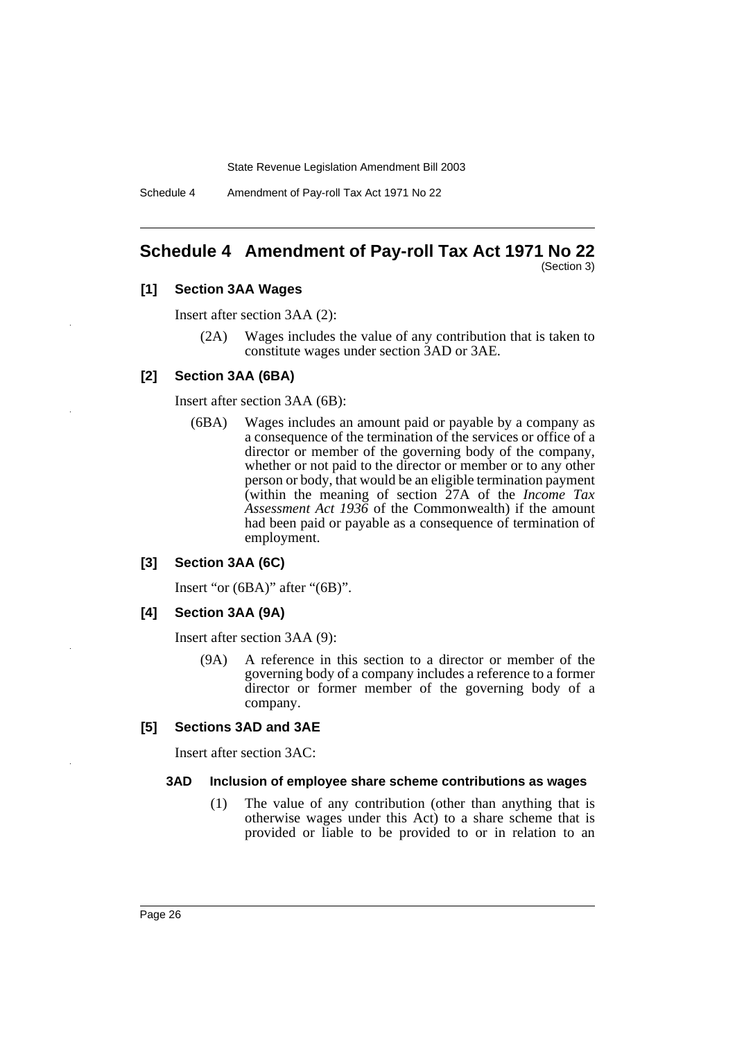# Schedule 4 Amendment of Pay-roll Tax Act 1971 No 22

(Section 3)

### [1] Section 3AA Wages

Insert after section 3AA (2):

(2A) Wages includes the value of any contribution that is taken to constitute wages under section 3AD or 3AE.

### [2] Section 3AA (6BA)

Insert after section 3AA (6B):

(6BA) Wages includes an amount paid or payable by a company as a consequence of the termination of the services or office of a director or member of the governing body of the company, whether or not paid to the director or member or to any other person or body, that would be an eligible termination payment (within the meaning of section 27A of the *Income Tax Assessment Act 1936* of the Commonwealth) if the amount had been paid or payable as a consequence of termination of employment.

### [3] Section 3AA (6C)

Insert "or (6BA)" after "(6B)".

### [4] Section 3AA (9A)

Insert after section 3AA (9):

(9A) A reference in this section to a director or member of the governing body of a company includes a reference to a former director or former member of the governing body of a company.

### [5] Sections 3AD and 3AE

Insert after section 3AC:

#### 3AD Inclusion of employee share scheme contributions as wages

(1) The value of any contribution (other than anything that is otherwise wages under this Act) to a share scheme that is provided or liable to be provided to or in relation to an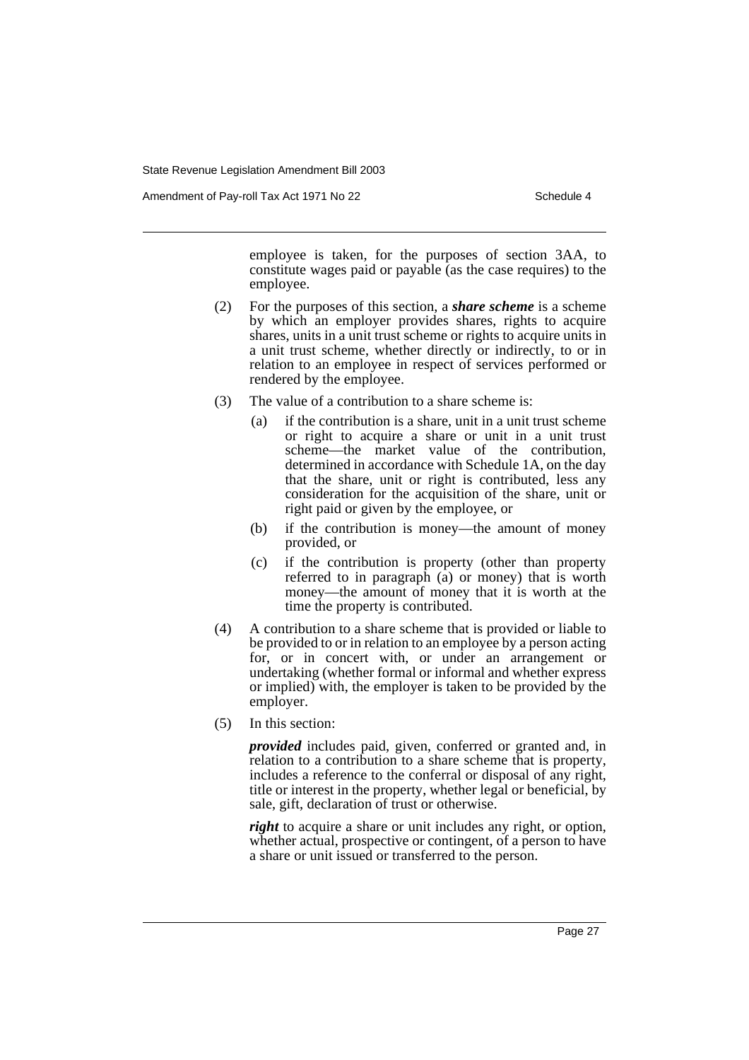employee is taken, for the purposes of section 3AA, to constitute wages paid or payable (as the case requires) to the employee.

(2) For the purposes of this section, a ***share scheme*** is a scheme by which an employer provides shares, rights to acquire shares, units in a unit trust scheme or rights to acquire units in a unit trust scheme, whether directly or indirectly, to or in relation to an employee in respect of services performed or rendered by the employee.

(3) The value of a contribution to a share scheme is:

(a) if the contribution is a share, unit in a unit trust scheme or right to acquire a share or unit in a unit trust scheme—the market value of the contribution, determined in accordance with Schedule 1A, on the day that the share, unit or right is contributed, less any consideration for the acquisition of the share, unit or right paid or given by the employee, or

(b) if the contribution is money—the amount of money provided, or

(c) if the contribution is property (other than property referred to in paragraph (a) or money) that is worth money—the amount of money that it is worth at the time the property is contributed.

(4) A contribution to a share scheme that is provided or liable to be provided to or in relation to an employee by a person acting for, or in concert with, or under an arrangement or undertaking (whether formal or informal and whether express or implied) with, the employer is taken to be provided by the employer.

(5) In this section:

***provided*** includes paid, given, conferred or granted and, in relation to a contribution to a share scheme that is property, includes a reference to the conferral or disposal of any right, title or interest in the property, whether legal or beneficial, by sale, gift, declaration of trust or otherwise.

***right*** to acquire a share or unit includes any right, or option, whether actual, prospective or contingent, of a person to have a share or unit issued or transferred to the person.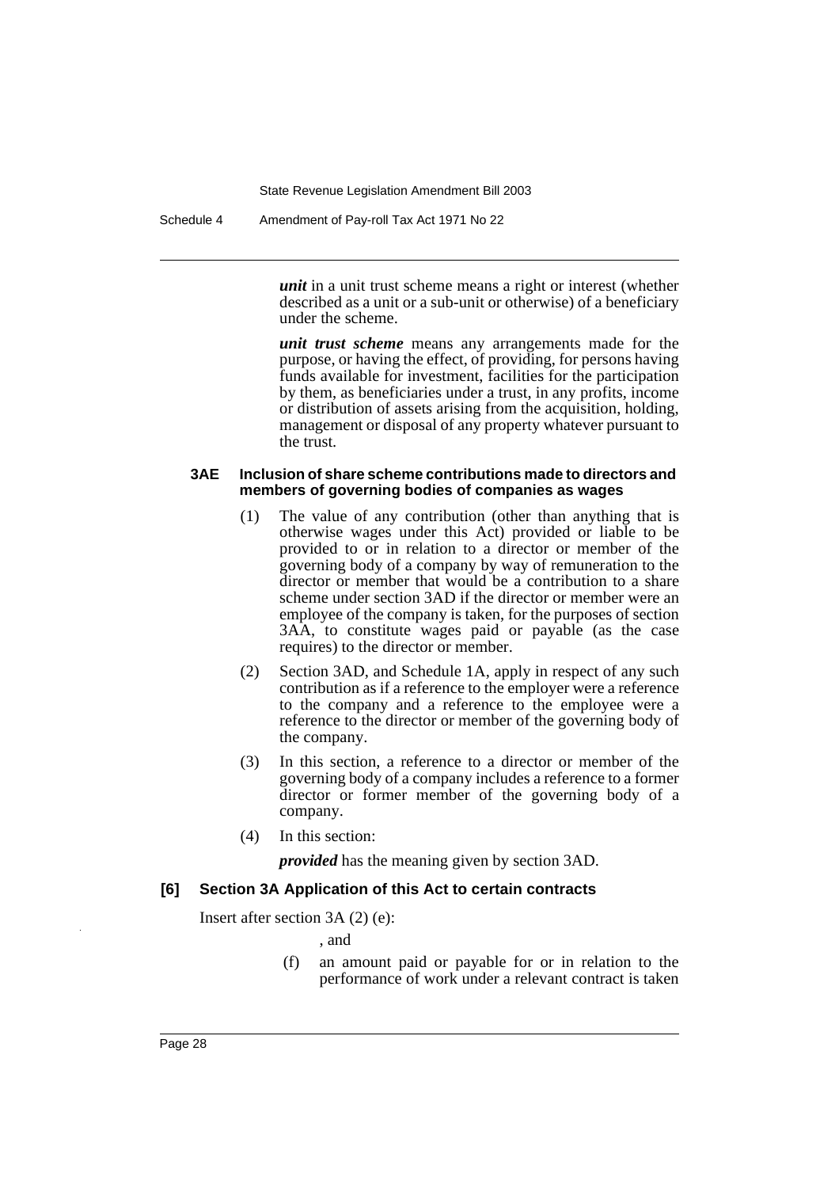***unit*** in a unit trust scheme means a right or interest (whether described as a unit or a sub-unit or otherwise) of a beneficiary under the scheme.

***unit trust scheme*** means any arrangements made for the purpose, or having the effect, of providing, for persons having funds available for investment, facilities for the participation by them, as beneficiaries under a trust, in any profits, income or distribution of assets arising from the acquisition, holding, management or disposal of any property whatever pursuant to the trust.

#### 3AE Inclusion of share scheme contributions made to directors and members of governing bodies of companies as wages

(1) The value of any contribution (other than anything that is otherwise wages under this Act) provided or liable to be provided to or in relation to a director or member of the governing body of a company by way of remuneration to the director or member that would be a contribution to a share scheme under section 3AD if the director or member were an employee of the company is taken, for the purposes of section 3AA, to constitute wages paid or payable (as the case requires) to the director or member.

(2) Section 3AD, and Schedule 1A, apply in respect of any such contribution as if a reference to the employer were a reference to the company and a reference to the employee were a reference to the director or member of the governing body of the company.

(3) In this section, a reference to a director or member of the governing body of a company includes a reference to a former director or former member of the governing body of a company.

(4) In this section:

***provided*** has the meaning given by section 3AD.

### [6] Section 3A Application of this Act to certain contracts

Insert after section 3A (2) (e):

, and

(f) an amount paid or payable for or in relation to the performance of work under a relevant contract is taken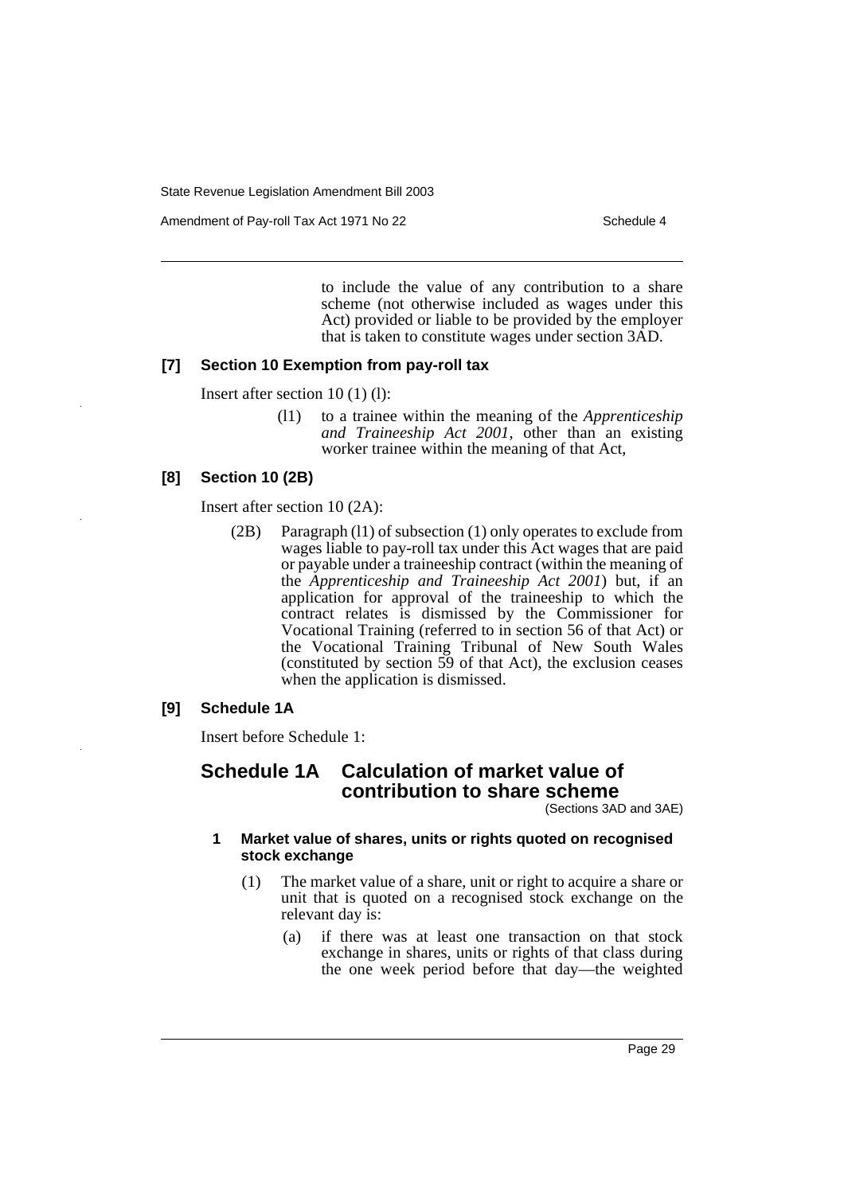to include the value of any contribution to a share scheme (not otherwise included as wages under this Act) provided or liable to be provided by the employer that is taken to constitute wages under section 3AD.

### [7] Section 10 Exemption from pay-roll tax

Insert after section 10 (1) (l):

> (l1) to a trainee within the meaning of the *Apprenticeship and Traineeship Act 2001*, other than an existing worker trainee within the meaning of that Act,

### [8] Section 10 (2B)

Insert after section 10 (2A):

> (2B) Paragraph (l1) of subsection (1) only operates to exclude from wages liable to pay-roll tax under this Act wages that are paid or payable under a traineeship contract (within the meaning of the *Apprenticeship and Traineeship Act 2001*) but, if an application for approval of the traineeship to which the contract relates is dismissed by the Commissioner for Vocational Training (referred to in section 56 of that Act) or the Vocational Training Tribunal of New South Wales (constituted by section 59 of that Act), the exclusion ceases when the application is dismissed.

### [9] Schedule 1A

Insert before Schedule 1:

## Schedule 1A Calculation of market value of contribution to share scheme

(Sections 3AD and 3AE)

#### 1 Market value of shares, units or rights quoted on recognised stock exchange

(1) The market value of a share, unit or right to acquire a share or unit that is quoted on a recognised stock exchange on the relevant day is:

(a) if there was at least one transaction on that stock exchange in shares, units or rights of that class during the one week period before that day—the weighted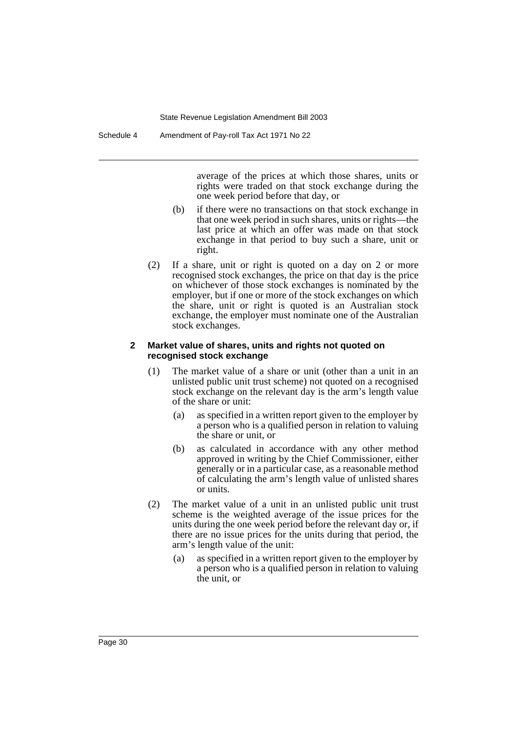average of the prices at which those shares, units or rights were traded on that stock exchange during the one week period before that day, or

(b) if there were no transactions on that stock exchange in that one week period in such shares, units or rights—the last price at which an offer was made on that stock exchange in that period to buy such a share, unit or right.

(2) If a share, unit or right is quoted on a day on 2 or more recognised stock exchanges, the price on that day is the price on whichever of those stock exchanges is nominated by the employer, but if one or more of the stock exchanges on which the share, unit or right is quoted is an Australian stock exchange, the employer must nominate one of the Australian stock exchanges.

**2 Market value of shares, units and rights not quoted on recognised stock exchange**

(1) The market value of a share or unit (other than a unit in an unlisted public unit trust scheme) not quoted on a recognised stock exchange on the relevant day is the arm's length value of the share or unit:

(a) as specified in a written report given to the employer by a person who is a qualified person in relation to valuing the share or unit, or

(b) as calculated in accordance with any other method approved in writing by the Chief Commissioner, either generally or in a particular case, as a reasonable method of calculating the arm's length value of unlisted shares or units.

(2) The market value of a unit in an unlisted public unit trust scheme is the weighted average of the issue prices for the units during the one week period before the relevant day or, if there are no issue prices for the units during that period, the arm's length value of the unit:

(a) as specified in a written report given to the employer by a person who is a qualified person in relation to valuing the unit, or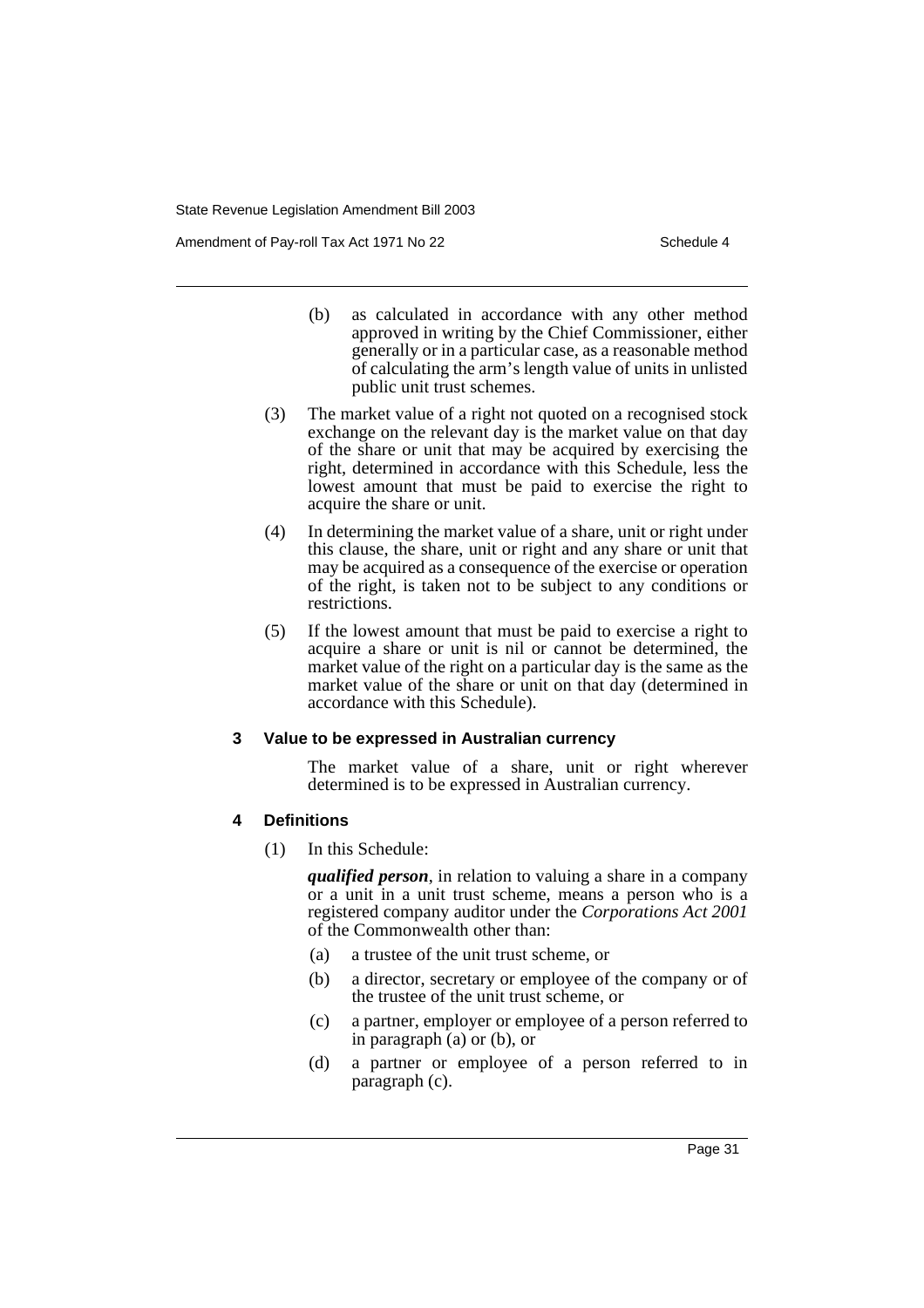(b) as calculated in accordance with any other method approved in writing by the Chief Commissioner, either generally or in a particular case, as a reasonable method of calculating the arm's length value of units in unlisted public unit trust schemes.

(3) The market value of a right not quoted on a recognised stock exchange on the relevant day is the market value on that day of the share or unit that may be acquired by exercising the right, determined in accordance with this Schedule, less the lowest amount that must be paid to exercise the right to acquire the share or unit.

(4) In determining the market value of a share, unit or right under this clause, the share, unit or right and any share or unit that may be acquired as a consequence of the exercise or operation of the right, is taken not to be subject to any conditions or restrictions.

(5) If the lowest amount that must be paid to exercise a right to acquire a share or unit is nil or cannot be determined, the market value of the right on a particular day is the same as the market value of the share or unit on that day (determined in accordance with this Schedule).

### 3 Value to be expressed in Australian currency

The market value of a share, unit or right wherever determined is to be expressed in Australian currency.

### 4 Definitions

(1) In this Schedule:

***qualified person***, in relation to valuing a share in a company or a unit in a unit trust scheme, means a person who is a registered company auditor under the *Corporations Act 2001* of the Commonwealth other than:

(a) a trustee of the unit trust scheme, or

(b) a director, secretary or employee of the company or of the trustee of the unit trust scheme, or

(c) a partner, employer or employee of a person referred to in paragraph (a) or (b), or

(d) a partner or employee of a person referred to in paragraph (c).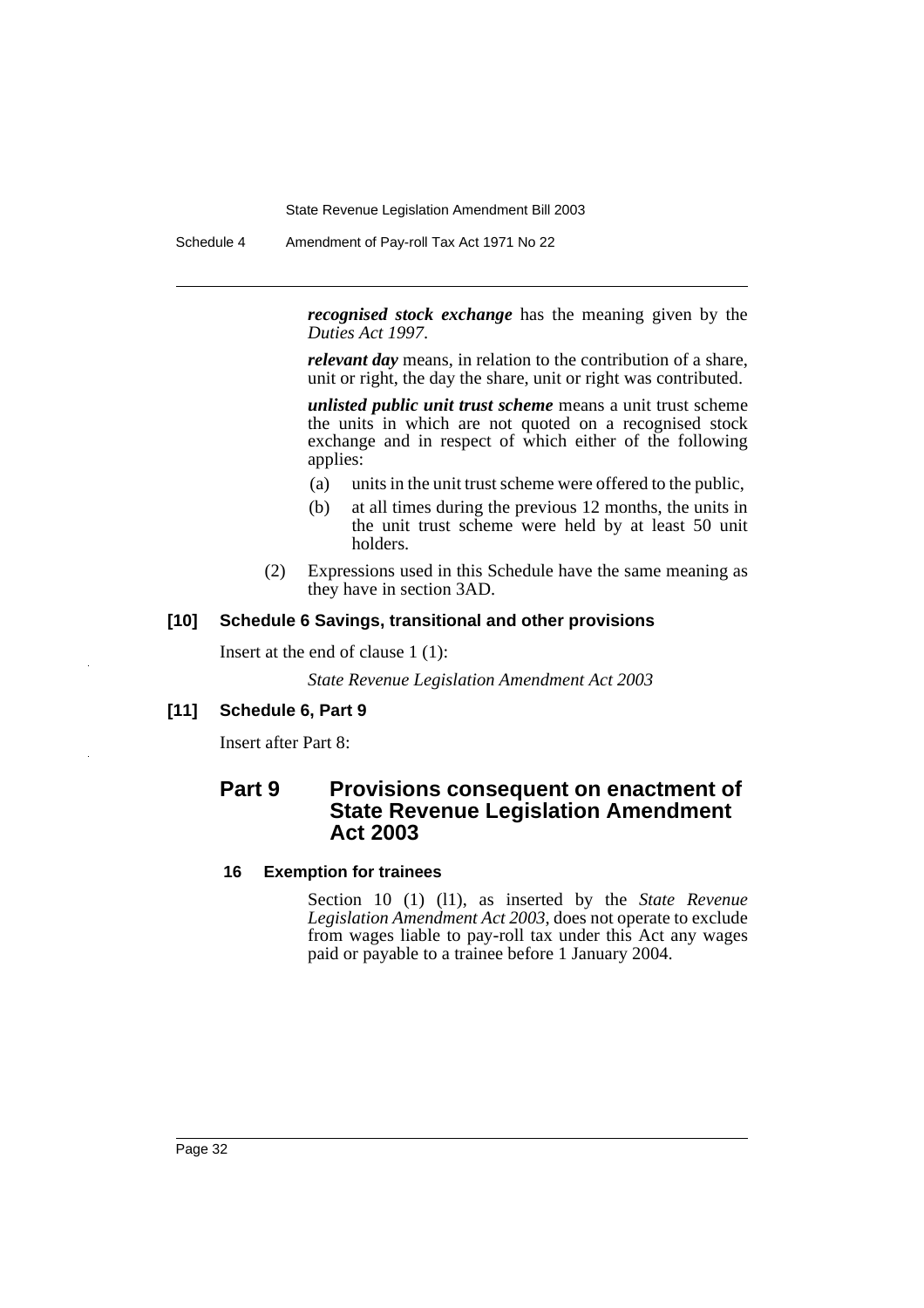***recognised stock exchange*** has the meaning given by the *Duties Act 1997*.

***relevant day*** means, in relation to the contribution of a share, unit or right, the day the share, unit or right was contributed.

***unlisted public unit trust scheme*** means a unit trust scheme the units in which are not quoted on a recognised stock exchange and in respect of which either of the following applies:

(a) units in the unit trust scheme were offered to the public,

(b) at all times during the previous 12 months, the units in the unit trust scheme were held by at least 50 unit holders.

(2) Expressions used in this Schedule have the same meaning as they have in section 3AD.

### [10] Schedule 6 Savings, transitional and other provisions

Insert at the end of clause 1 (1):

*State Revenue Legislation Amendment Act 2003*

### [11] Schedule 6, Part 9

Insert after Part 8:

## Part 9 Provisions consequent on enactment of State Revenue Legislation Amendment Act 2003

#### 16 Exemption for trainees

Section 10 (1) (l1), as inserted by the *State Revenue Legislation Amendment Act 2003*, does not operate to exclude from wages liable to pay-roll tax under this Act any wages paid or payable to a trainee before 1 January 2004.